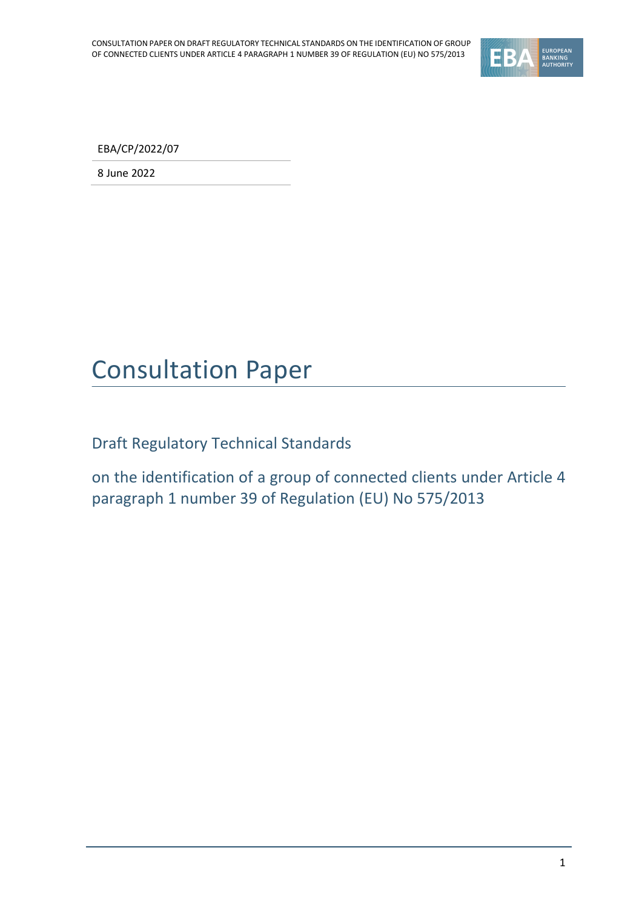EBA/CP/2022/07

8 June 2022

# Consultation Paper

## Draft Regulatory Technical Standards

## on the identification of a group of connected clients under Article 4 paragraph 1 number 39 of Regulation (EU) No 575/2013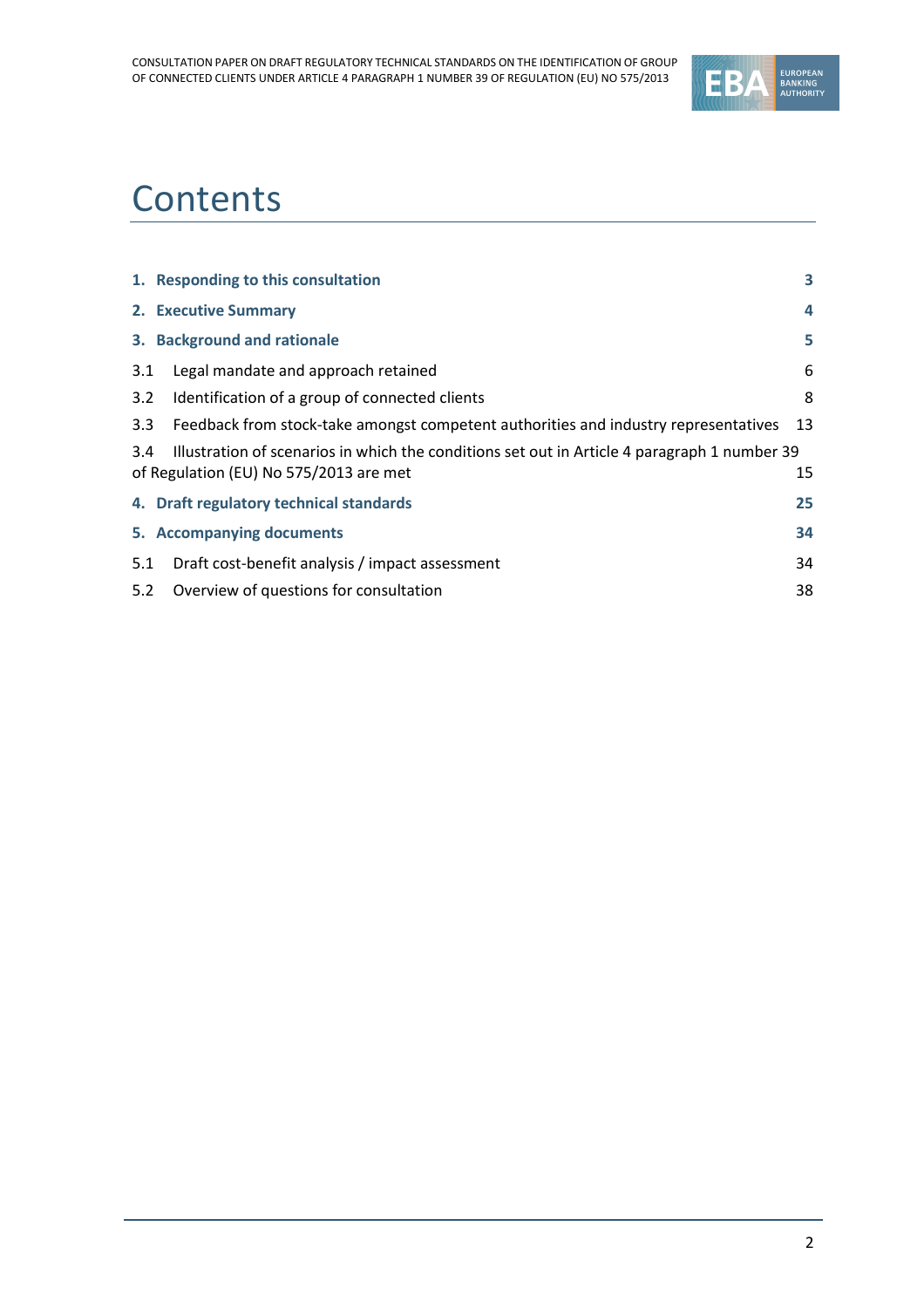# Contents

| | |
|---|---|
| **1. Responding to this consultation** | **3** |
| **2. Executive Summary** | **4** |
| **3. Background and rationale** | **5** |
| 3.1 Legal mandate and approach retained | 6 |
| 3.2 Identification of a group of connected clients | 8 |
| 3.3 Feedback from stock-take amongst competent authorities and industry representatives | 13 |
| 3.4 Illustration of scenarios in which the conditions set out in Article 4 paragraph 1 number 39 of Regulation (EU) No 575/2013 are met | 15 |
| **4. Draft regulatory technical standards** | **25** |
| **5. Accompanying documents** | **34** |
| 5.1 Draft cost-benefit analysis / impact assessment | 34 |
| 5.2 Overview of questions for consultation | 38 |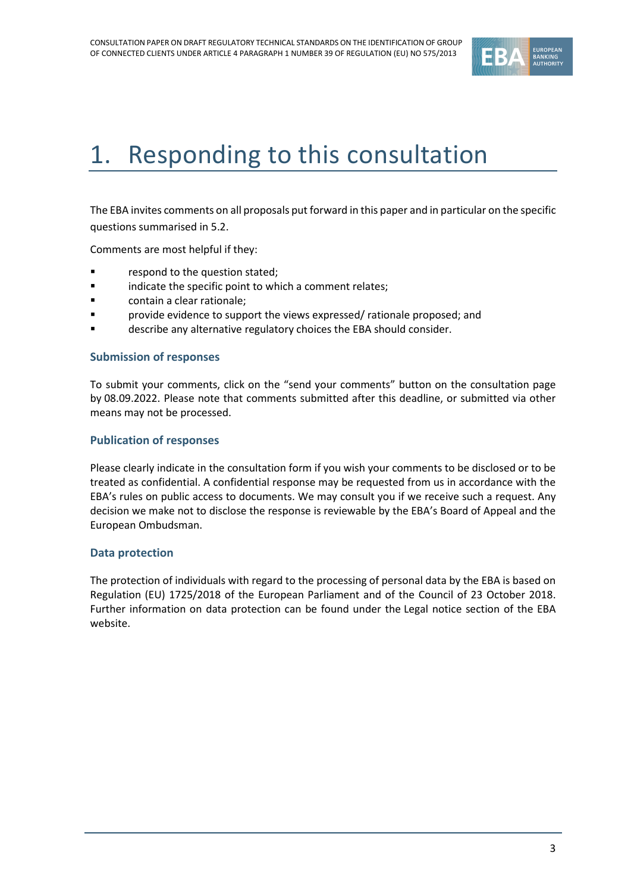# 1. Responding to this consultation

The EBA invites comments on all proposals put forward in this paper and in particular on the specific questions summarised in 5.2.

Comments are most helpful if they:

- respond to the question stated;
- indicate the specific point to which a comment relates;
- contain a clear rationale;
- provide evidence to support the views expressed/ rationale proposed; and
- describe any alternative regulatory choices the EBA should consider.

### Submission of responses

To submit your comments, click on the "send your comments" button on the consultation page by 08.09.2022. Please note that comments submitted after this deadline, or submitted via other means may not be processed.

### Publication of responses

Please clearly indicate in the consultation form if you wish your comments to be disclosed or to be treated as confidential. A confidential response may be requested from us in accordance with the EBA's rules on public access to documents. We may consult you if we receive such a request. Any decision we make not to disclose the response is reviewable by the EBA's Board of Appeal and the European Ombudsman.

### Data protection

The protection of individuals with regard to the processing of personal data by the EBA is based on Regulation (EU) 1725/2018 of the European Parliament and of the Council of 23 October 2018. Further information on data protection can be found under the Legal notice section of the EBA website.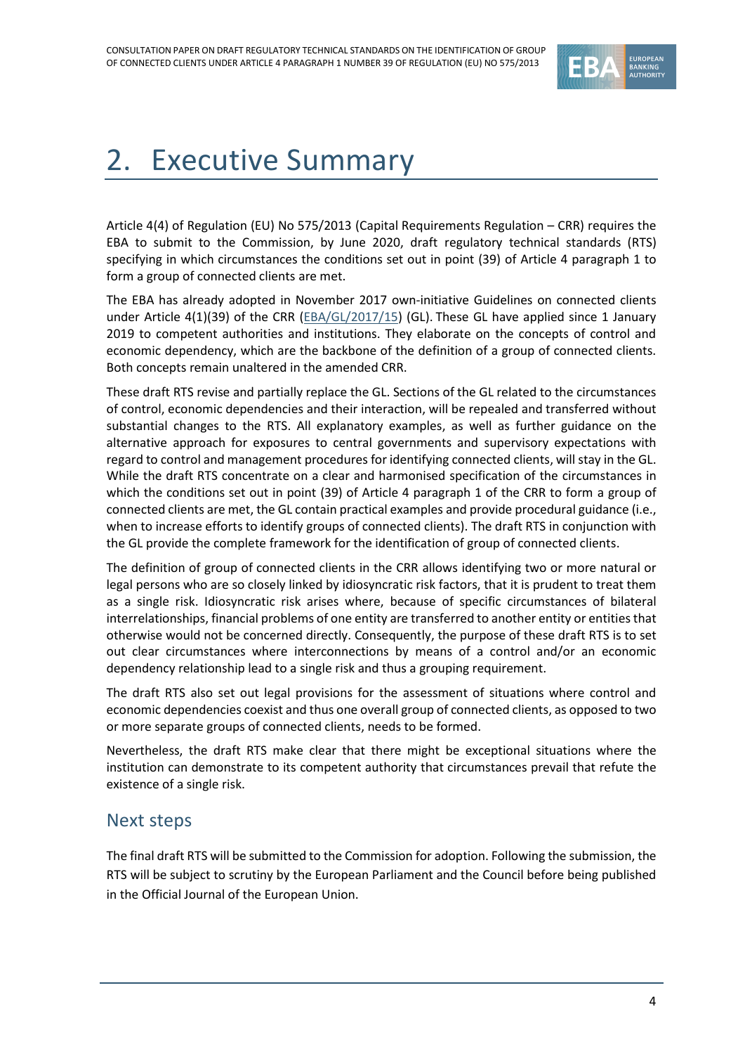# 2. Executive Summary

Article 4(4) of Regulation (EU) No 575/2013 (Capital Requirements Regulation – CRR) requires the EBA to submit to the Commission, by June 2020, draft regulatory technical standards (RTS) specifying in which circumstances the conditions set out in point (39) of Article 4 paragraph 1 to form a group of connected clients are met.

The EBA has already adopted in November 2017 own-initiative Guidelines on connected clients under Article 4(1)(39) of the CRR (EBA/GL/2017/15) (GL). These GL have applied since 1 January 2019 to competent authorities and institutions. They elaborate on the concepts of control and economic dependency, which are the backbone of the definition of a group of connected clients. Both concepts remain unaltered in the amended CRR.

These draft RTS revise and partially replace the GL. Sections of the GL related to the circumstances of control, economic dependencies and their interaction, will be repealed and transferred without substantial changes to the RTS. All explanatory examples, as well as further guidance on the alternative approach for exposures to central governments and supervisory expectations with regard to control and management procedures for identifying connected clients, will stay in the GL. While the draft RTS concentrate on a clear and harmonised specification of the circumstances in which the conditions set out in point (39) of Article 4 paragraph 1 of the CRR to form a group of connected clients are met, the GL contain practical examples and provide procedural guidance (i.e., when to increase efforts to identify groups of connected clients). The draft RTS in conjunction with the GL provide the complete framework for the identification of group of connected clients.

The definition of group of connected clients in the CRR allows identifying two or more natural or legal persons who are so closely linked by idiosyncratic risk factors, that it is prudent to treat them as a single risk. Idiosyncratic risk arises where, because of specific circumstances of bilateral interrelationships, financial problems of one entity are transferred to another entity or entities that otherwise would not be concerned directly. Consequently, the purpose of these draft RTS is to set out clear circumstances where interconnections by means of a control and/or an economic dependency relationship lead to a single risk and thus a grouping requirement.

The draft RTS also set out legal provisions for the assessment of situations where control and economic dependencies coexist and thus one overall group of connected clients, as opposed to two or more separate groups of connected clients, needs to be formed.

Nevertheless, the draft RTS make clear that there might be exceptional situations where the institution can demonstrate to its competent authority that circumstances prevail that refute the existence of a single risk.

## Next steps

The final draft RTS will be submitted to the Commission for adoption. Following the submission, the RTS will be subject to scrutiny by the European Parliament and the Council before being published in the Official Journal of the European Union.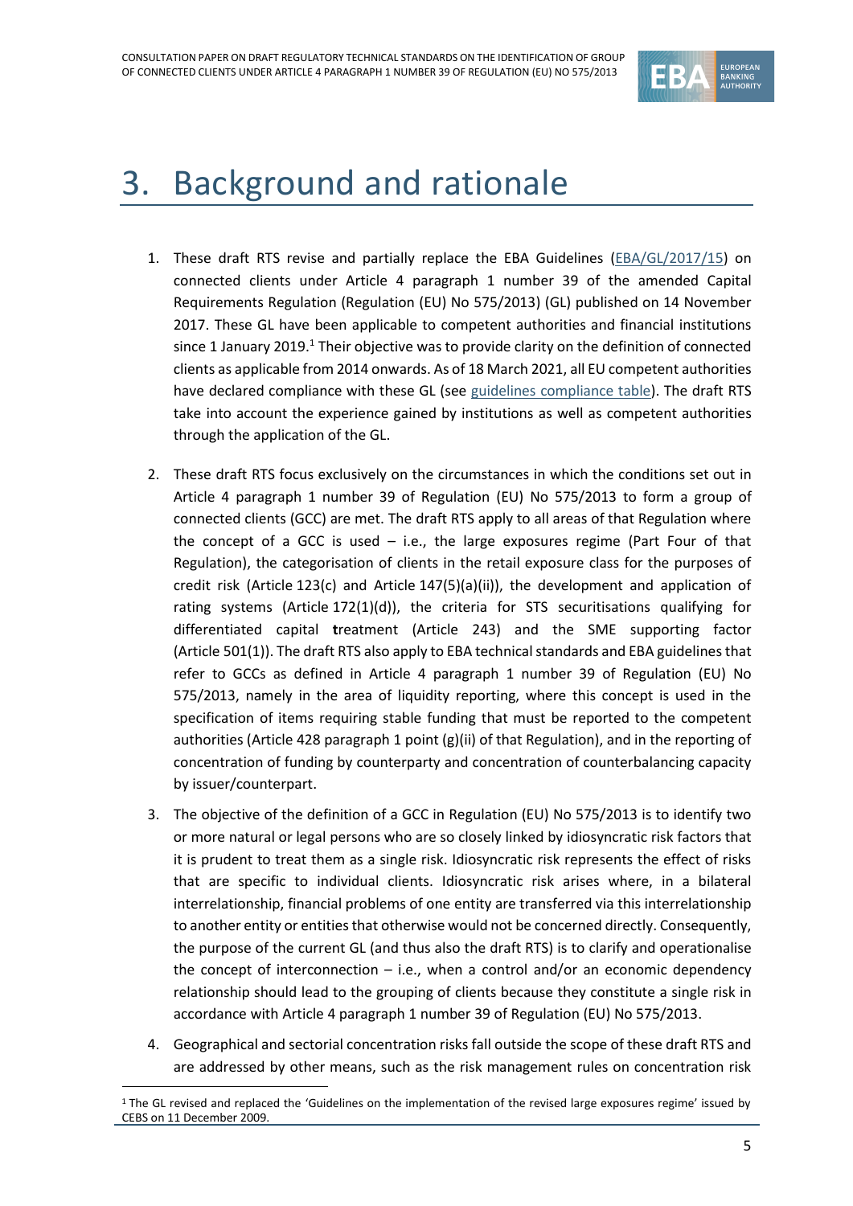# 3. Background and rationale

1. These draft RTS revise and partially replace the EBA Guidelines (EBA/GL/2017/15) on connected clients under Article 4 paragraph 1 number 39 of the amended Capital Requirements Regulation (Regulation (EU) No 575/2013) (GL) published on 14 November 2017. These GL have been applicable to competent authorities and financial institutions since 1 January 2019.[1] Their objective was to provide clarity on the definition of connected clients as applicable from 2014 onwards. As of 18 March 2021, all EU competent authorities have declared compliance with these GL (see guidelines compliance table). The draft RTS take into account the experience gained by institutions as well as competent authorities through the application of the GL.

2. These draft RTS focus exclusively on the circumstances in which the conditions set out in Article 4 paragraph 1 number 39 of Regulation (EU) No 575/2013 to form a group of connected clients (GCC) are met. The draft RTS apply to all areas of that Regulation where the concept of a GCC is used – i.e., the large exposures regime (Part Four of that Regulation), the categorisation of clients in the retail exposure class for the purposes of credit risk (Article 123(c) and Article 147(5)(a)(ii)), the development and application of rating systems (Article 172(1)(d)), the criteria for STS securitisations qualifying for differentiated capital treatment (Article 243) and the SME supporting factor (Article 501(1)). The draft RTS also apply to EBA technical standards and EBA guidelines that refer to GCCs as defined in Article 4 paragraph 1 number 39 of Regulation (EU) No 575/2013, namely in the area of liquidity reporting, where this concept is used in the specification of items requiring stable funding that must be reported to the competent authorities (Article 428 paragraph 1 point (g)(ii) of that Regulation), and in the reporting of concentration of funding by counterparty and concentration of counterbalancing capacity by issuer/counterpart.

3. The objective of the definition of a GCC in Regulation (EU) No 575/2013 is to identify two or more natural or legal persons who are so closely linked by idiosyncratic risk factors that it is prudent to treat them as a single risk. Idiosyncratic risk represents the effect of risks that are specific to individual clients. Idiosyncratic risk arises where, in a bilateral interrelationship, financial problems of one entity are transferred via this interrelationship to another entity or entities that otherwise would not be concerned directly. Consequently, the purpose of the current GL (and thus also the draft RTS) is to clarify and operationalise the concept of interconnection – i.e., when a control and/or an economic dependency relationship should lead to the grouping of clients because they constitute a single risk in accordance with Article 4 paragraph 1 number 39 of Regulation (EU) No 575/2013.

4. Geographical and sectorial concentration risks fall outside the scope of these draft RTS and are addressed by other means, such as the risk management rules on concentration risk

[1] The GL revised and replaced the 'Guidelines on the implementation of the revised large exposures regime' issued by CEBS on 11 December 2009.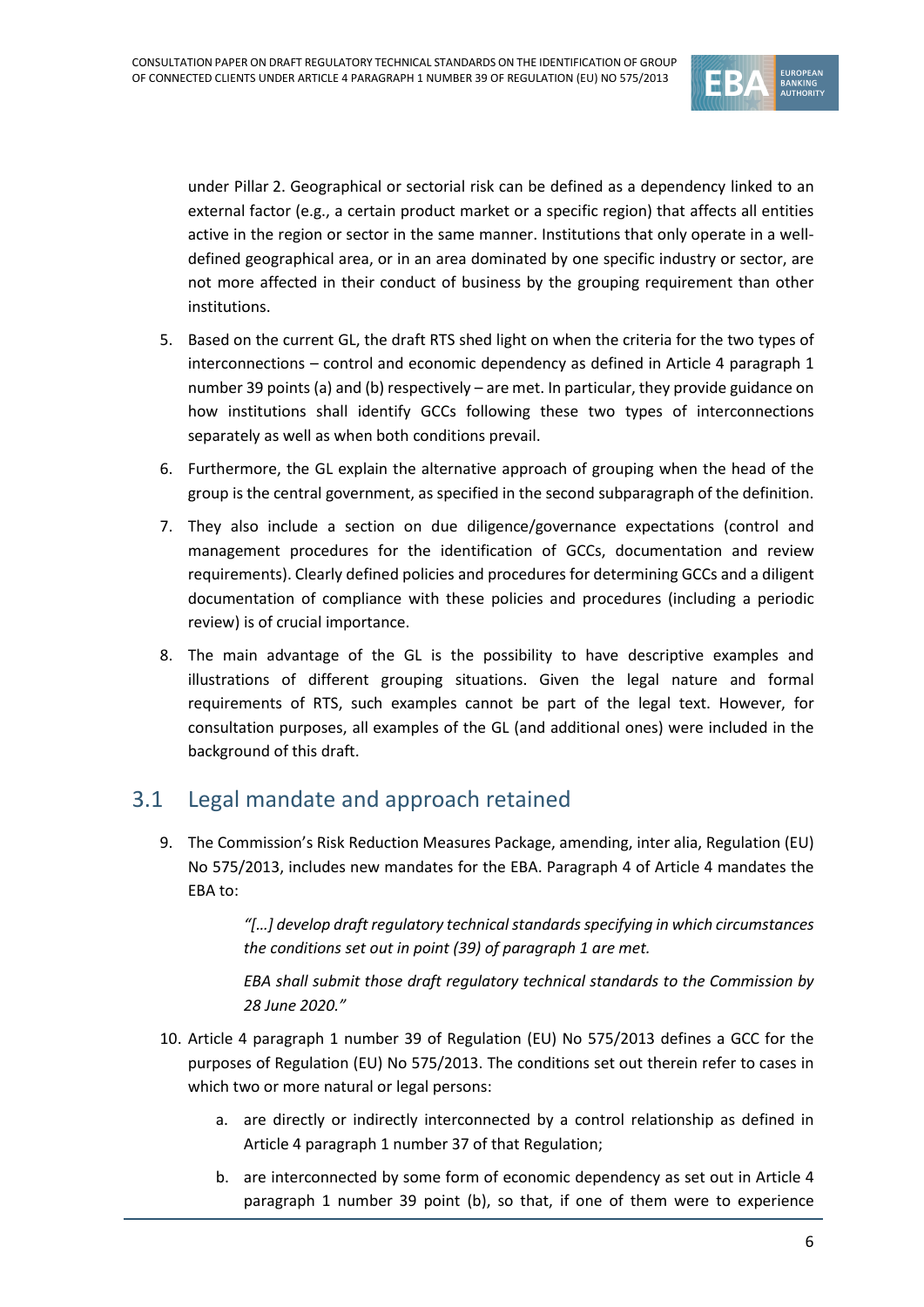under Pillar 2. Geographical or sectorial risk can be defined as a dependency linked to an external factor (e.g., a certain product market or a specific region) that affects all entities active in the region or sector in the same manner. Institutions that only operate in a well-defined geographical area, or in an area dominated by one specific industry or sector, are not more affected in their conduct of business by the grouping requirement than other institutions.

5. Based on the current GL, the draft RTS shed light on when the criteria for the two types of interconnections – control and economic dependency as defined in Article 4 paragraph 1 number 39 points (a) and (b) respectively – are met. In particular, they provide guidance on how institutions shall identify GCCs following these two types of interconnections separately as well as when both conditions prevail.

6. Furthermore, the GL explain the alternative approach of grouping when the head of the group is the central government, as specified in the second subparagraph of the definition.

7. They also include a section on due diligence/governance expectations (control and management procedures for the identification of GCCs, documentation and review requirements). Clearly defined policies and procedures for determining GCCs and a diligent documentation of compliance with these policies and procedures (including a periodic review) is of crucial importance.

8. The main advantage of the GL is the possibility to have descriptive examples and illustrations of different grouping situations. Given the legal nature and formal requirements of RTS, such examples cannot be part of the legal text. However, for consultation purposes, all examples of the GL (and additional ones) were included in the background of this draft.

## 3.1 Legal mandate and approach retained

9. The Commission's Risk Reduction Measures Package, amending, inter alia, Regulation (EU) No 575/2013, includes new mandates for the EBA. Paragraph 4 of Article 4 mandates the EBA to:

> *"[…] develop draft regulatory technical standards specifying in which circumstances the conditions set out in point (39) of paragraph 1 are met.*
>
> *EBA shall submit those draft regulatory technical standards to the Commission by 28 June 2020."*

10. Article 4 paragraph 1 number 39 of Regulation (EU) No 575/2013 defines a GCC for the purposes of Regulation (EU) No 575/2013. The conditions set out therein refer to cases in which two or more natural or legal persons:

    a. are directly or indirectly interconnected by a control relationship as defined in Article 4 paragraph 1 number 37 of that Regulation;

    b. are interconnected by some form of economic dependency as set out in Article 4 paragraph 1 number 39 point (b), so that, if one of them were to experience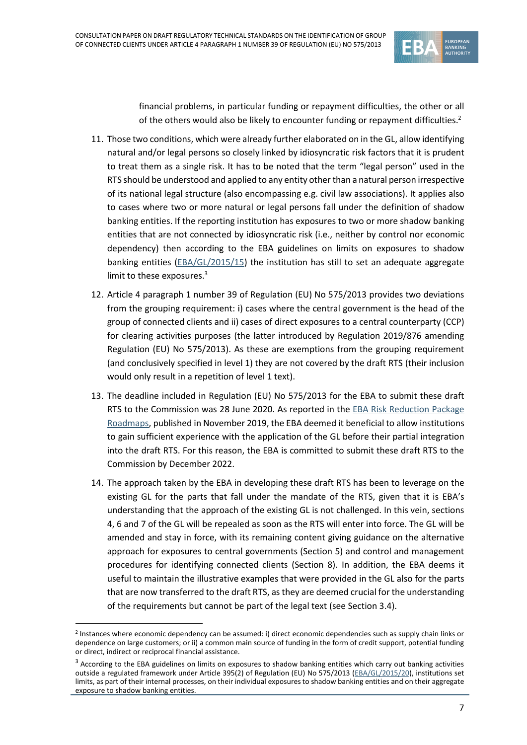financial problems, in particular funding or repayment difficulties, the other or all of the others would also be likely to encounter funding or repayment difficulties.[2]

11. Those two conditions, which were already further elaborated on in the GL, allow identifying natural and/or legal persons so closely linked by idiosyncratic risk factors that it is prudent to treat them as a single risk. It has to be noted that the term "legal person" used in the RTS should be understood and applied to any entity other than a natural person irrespective of its national legal structure (also encompassing e.g. civil law associations). It applies also to cases where two or more natural or legal persons fall under the definition of shadow banking entities. If the reporting institution has exposures to two or more shadow banking entities that are not connected by idiosyncratic risk (i.e., neither by control nor economic dependency) then according to the EBA guidelines on limits on exposures to shadow banking entities (EBA/GL/2015/15) the institution has still to set an adequate aggregate limit to these exposures.[3]

12. Article 4 paragraph 1 number 39 of Regulation (EU) No 575/2013 provides two deviations from the grouping requirement: i) cases where the central government is the head of the group of connected clients and ii) cases of direct exposures to a central counterparty (CCP) for clearing activities purposes (the latter introduced by Regulation 2019/876 amending Regulation (EU) No 575/2013). As these are exemptions from the grouping requirement (and conclusively specified in level 1) they are not covered by the draft RTS (their inclusion would only result in a repetition of level 1 text).

13. The deadline included in Regulation (EU) No 575/2013 for the EBA to submit these draft RTS to the Commission was 28 June 2020. As reported in the EBA Risk Reduction Package Roadmaps, published in November 2019, the EBA deemed it beneficial to allow institutions to gain sufficient experience with the application of the GL before their partial integration into the draft RTS. For this reason, the EBA is committed to submit these draft RTS to the Commission by December 2022.

14. The approach taken by the EBA in developing these draft RTS has been to leverage on the existing GL for the parts that fall under the mandate of the RTS, given that it is EBA's understanding that the approach of the existing GL is not challenged. In this vein, sections 4, 6 and 7 of the GL will be repealed as soon as the RTS will enter into force. The GL will be amended and stay in force, with its remaining content giving guidance on the alternative approach for exposures to central governments (Section 5) and control and management procedures for identifying connected clients (Section 8). In addition, the EBA deems it useful to maintain the illustrative examples that were provided in the GL also for the parts that are now transferred to the draft RTS, as they are deemed crucial for the understanding of the requirements but cannot be part of the legal text (see Section 3.4).

---

[2] Instances where economic dependency can be assumed: i) direct economic dependencies such as supply chain links or dependence on large customers; or ii) a common main source of funding in the form of credit support, potential funding or direct, indirect or reciprocal financial assistance.

[3] According to the EBA guidelines on limits on exposures to shadow banking entities which carry out banking activities outside a regulated framework under Article 395(2) of Regulation (EU) No 575/2013 (EBA/GL/2015/20), institutions set limits, as part of their internal processes, on their individual exposures to shadow banking entities and on their aggregate exposure to shadow banking entities.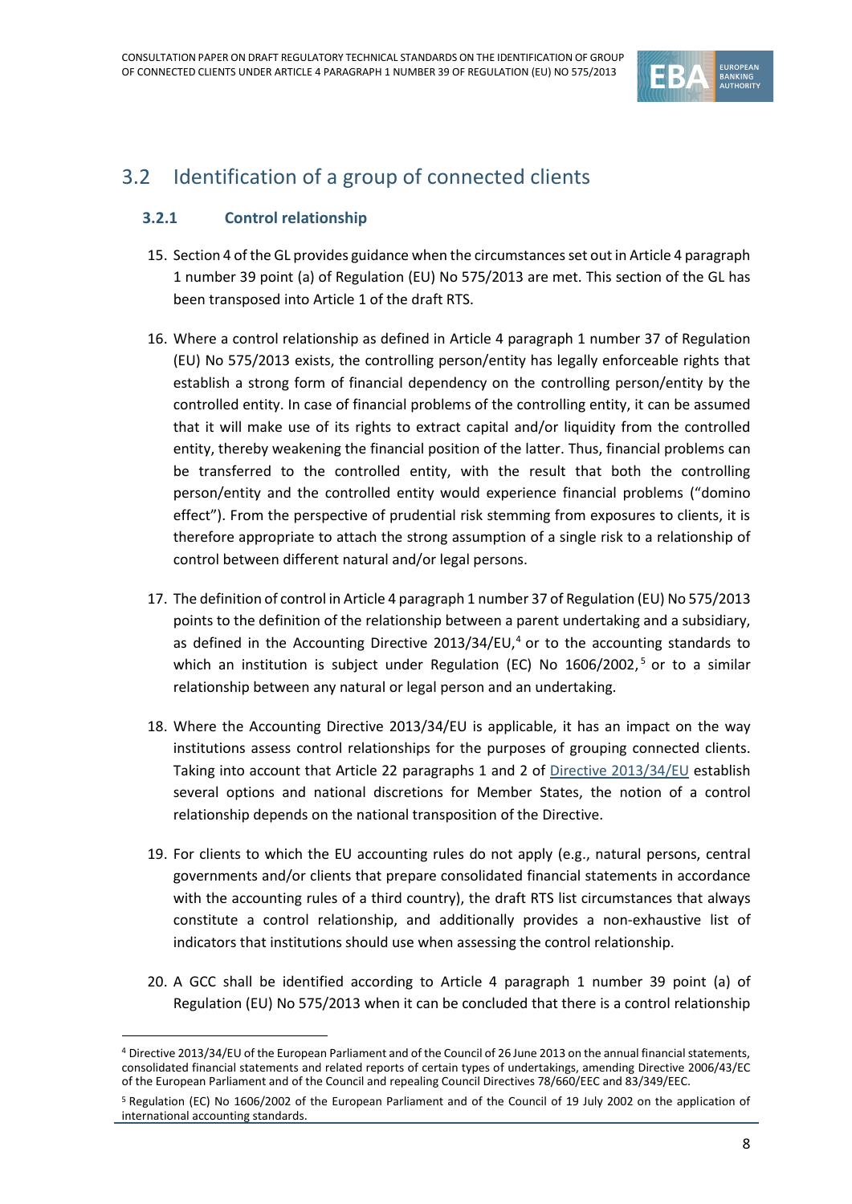## 3.2 Identification of a group of connected clients

### 3.2.1 Control relationship

15. Section 4 of the GL provides guidance when the circumstances set out in Article 4 paragraph 1 number 39 point (a) of Regulation (EU) No 575/2013 are met. This section of the GL has been transposed into Article 1 of the draft RTS.

16. Where a control relationship as defined in Article 4 paragraph 1 number 37 of Regulation (EU) No 575/2013 exists, the controlling person/entity has legally enforceable rights that establish a strong form of financial dependency on the controlling person/entity by the controlled entity. In case of financial problems of the controlling entity, it can be assumed that it will make use of its rights to extract capital and/or liquidity from the controlled entity, thereby weakening the financial position of the latter. Thus, financial problems can be transferred to the controlled entity, with the result that both the controlling person/entity and the controlled entity would experience financial problems ("domino effect"). From the perspective of prudential risk stemming from exposures to clients, it is therefore appropriate to attach the strong assumption of a single risk to a relationship of control between different natural and/or legal persons.

17. The definition of control in Article 4 paragraph 1 number 37 of Regulation (EU) No 575/2013 points to the definition of the relationship between a parent undertaking and a subsidiary, as defined in the Accounting Directive 2013/34/EU,[4] or to the accounting standards to which an institution is subject under Regulation (EC) No 1606/2002,[5] or to a similar relationship between any natural or legal person and an undertaking.

18. Where the Accounting Directive 2013/34/EU is applicable, it has an impact on the way institutions assess control relationships for the purposes of grouping connected clients. Taking into account that Article 22 paragraphs 1 and 2 of Directive 2013/34/EU establish several options and national discretions for Member States, the notion of a control relationship depends on the national transposition of the Directive.

19. For clients to which the EU accounting rules do not apply (e.g., natural persons, central governments and/or clients that prepare consolidated financial statements in accordance with the accounting rules of a third country), the draft RTS list circumstances that always constitute a control relationship, and additionally provides a non-exhaustive list of indicators that institutions should use when assessing the control relationship.

20. A GCC shall be identified according to Article 4 paragraph 1 number 39 point (a) of Regulation (EU) No 575/2013 when it can be concluded that there is a control relationship

---

[4] Directive 2013/34/EU of the European Parliament and of the Council of 26 June 2013 on the annual financial statements, consolidated financial statements and related reports of certain types of undertakings, amending Directive 2006/43/EC of the European Parliament and of the Council and repealing Council Directives 78/660/EEC and 83/349/EEC.

[5] Regulation (EC) No 1606/2002 of the European Parliament and of the Council of 19 July 2002 on the application of international accounting standards.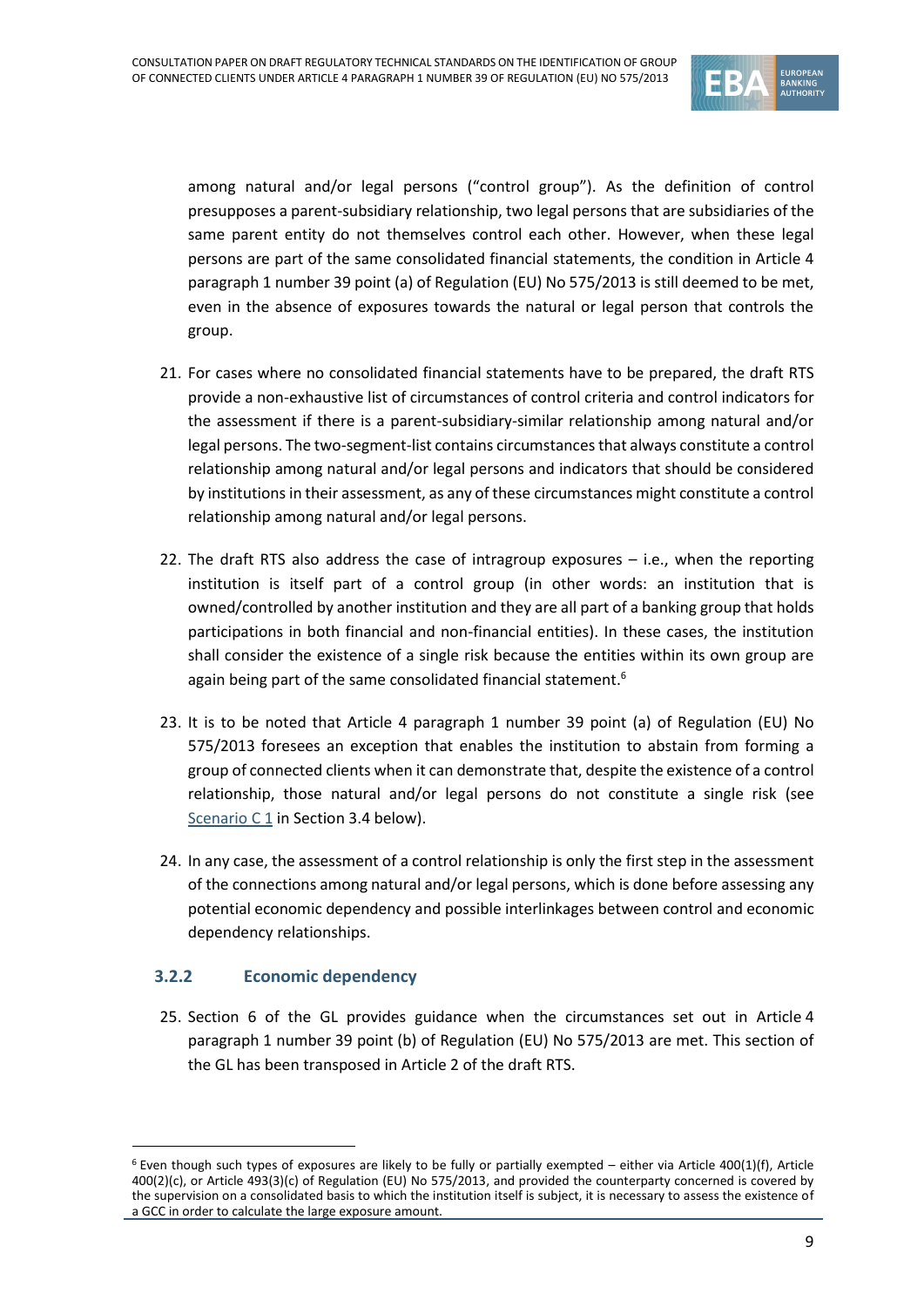among natural and/or legal persons ("control group"). As the definition of control presupposes a parent-subsidiary relationship, two legal persons that are subsidiaries of the same parent entity do not themselves control each other. However, when these legal persons are part of the same consolidated financial statements, the condition in Article 4 paragraph 1 number 39 point (a) of Regulation (EU) No 575/2013 is still deemed to be met, even in the absence of exposures towards the natural or legal person that controls the group.

21. For cases where no consolidated financial statements have to be prepared, the draft RTS provide a non-exhaustive list of circumstances of control criteria and control indicators for the assessment if there is a parent-subsidiary-similar relationship among natural and/or legal persons. The two-segment-list contains circumstances that always constitute a control relationship among natural and/or legal persons and indicators that should be considered by institutions in their assessment, as any of these circumstances might constitute a control relationship among natural and/or legal persons.

22. The draft RTS also address the case of intragroup exposures – i.e., when the reporting institution is itself part of a control group (in other words: an institution that is owned/controlled by another institution and they are all part of a banking group that holds participations in both financial and non-financial entities). In these cases, the institution shall consider the existence of a single risk because the entities within its own group are again being part of the same consolidated financial statement.[6]

23. It is to be noted that Article 4 paragraph 1 number 39 point (a) of Regulation (EU) No 575/2013 foresees an exception that enables the institution to abstain from forming a group of connected clients when it can demonstrate that, despite the existence of a control relationship, those natural and/or legal persons do not constitute a single risk (see Scenario C 1 in Section 3.4 below).

24. In any case, the assessment of a control relationship is only the first step in the assessment of the connections among natural and/or legal persons, which is done before assessing any potential economic dependency and possible interlinkages between control and economic dependency relationships.

### 3.2.2 Economic dependency

25. Section 6 of the GL provides guidance when the circumstances set out in Article 4 paragraph 1 number 39 point (b) of Regulation (EU) No 575/2013 are met. This section of the GL has been transposed in Article 2 of the draft RTS.

[6] Even though such types of exposures are likely to be fully or partially exempted – either via Article 400(1)(f), Article 400(2)(c), or Article 493(3)(c) of Regulation (EU) No 575/2013, and provided the counterparty concerned is covered by the supervision on a consolidated basis to which the institution itself is subject, it is necessary to assess the existence of a GCC in order to calculate the large exposure amount.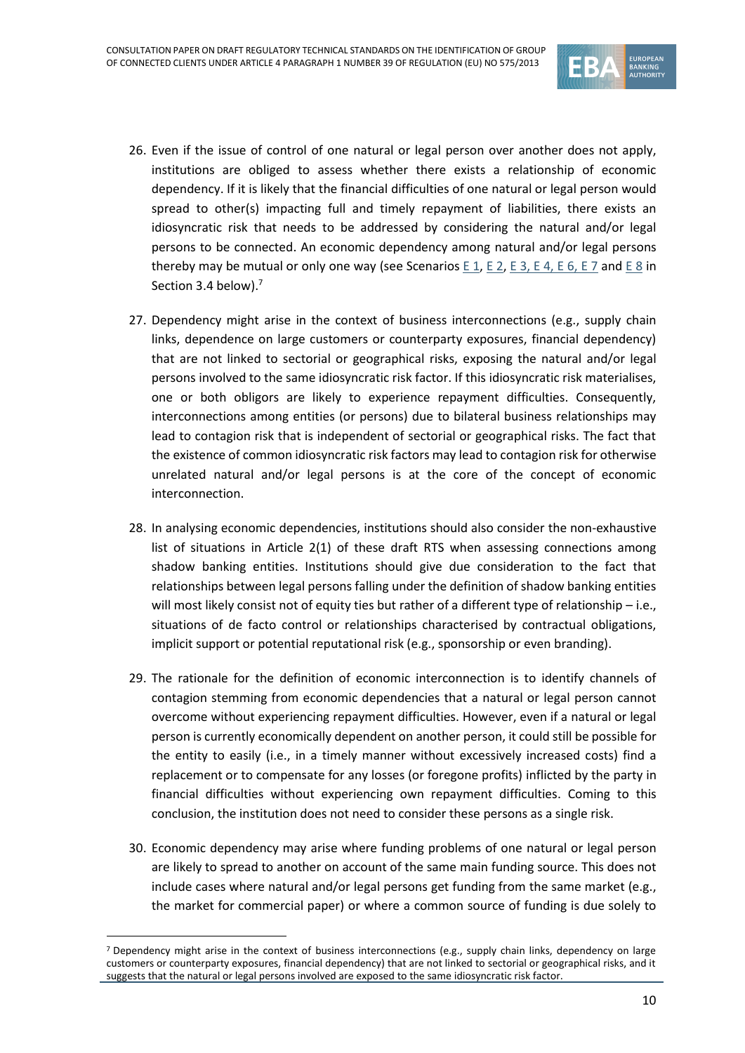26. Even if the issue of control of one natural or legal person over another does not apply, institutions are obliged to assess whether there exists a relationship of economic dependency. If it is likely that the financial difficulties of one natural or legal person would spread to other(s) impacting full and timely repayment of liabilities, there exists an idiosyncratic risk that needs to be addressed by considering the natural and/or legal persons to be connected. An economic dependency among natural and/or legal persons thereby may be mutual or only one way (see Scenarios E 1, E 2, E 3, E 4, E 6, E 7 and E 8 in Section 3.4 below).[7]

27. Dependency might arise in the context of business interconnections (e.g., supply chain links, dependence on large customers or counterparty exposures, financial dependency) that are not linked to sectorial or geographical risks, exposing the natural and/or legal persons involved to the same idiosyncratic risk factor. If this idiosyncratic risk materialises, one or both obligors are likely to experience repayment difficulties. Consequently, interconnections among entities (or persons) due to bilateral business relationships may lead to contagion risk that is independent of sectorial or geographical risks. The fact that the existence of common idiosyncratic risk factors may lead to contagion risk for otherwise unrelated natural and/or legal persons is at the core of the concept of economic interconnection.

28. In analysing economic dependencies, institutions should also consider the non-exhaustive list of situations in Article 2(1) of these draft RTS when assessing connections among shadow banking entities. Institutions should give due consideration to the fact that relationships between legal persons falling under the definition of shadow banking entities will most likely consist not of equity ties but rather of a different type of relationship – i.e., situations of de facto control or relationships characterised by contractual obligations, implicit support or potential reputational risk (e.g., sponsorship or even branding).

29. The rationale for the definition of economic interconnection is to identify channels of contagion stemming from economic dependencies that a natural or legal person cannot overcome without experiencing repayment difficulties. However, even if a natural or legal person is currently economically dependent on another person, it could still be possible for the entity to easily (i.e., in a timely manner without excessively increased costs) find a replacement or to compensate for any losses (or foregone profits) inflicted by the party in financial difficulties without experiencing own repayment difficulties. Coming to this conclusion, the institution does not need to consider these persons as a single risk.

30. Economic dependency may arise where funding problems of one natural or legal person are likely to spread to another on account of the same main funding source. This does not include cases where natural and/or legal persons get funding from the same market (e.g., the market for commercial paper) or where a common source of funding is due solely to

[7] Dependency might arise in the context of business interconnections (e.g., supply chain links, dependency on large customers or counterparty exposures, financial dependency) that are not linked to sectorial or geographical risks, and it suggests that the natural or legal persons involved are exposed to the same idiosyncratic risk factor.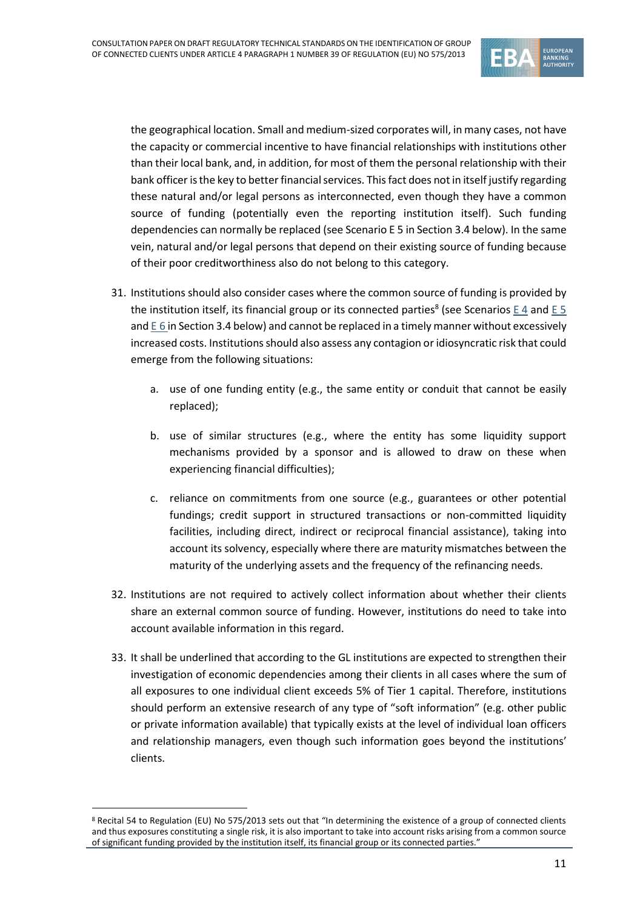the geographical location. Small and medium-sized corporates will, in many cases, not have the capacity or commercial incentive to have financial relationships with institutions other than their local bank, and, in addition, for most of them the personal relationship with their bank officer is the key to better financial services. This fact does not in itself justify regarding these natural and/or legal persons as interconnected, even though they have a common source of funding (potentially even the reporting institution itself). Such funding dependencies can normally be replaced (see Scenario E 5 in Section 3.4 below). In the same vein, natural and/or legal persons that depend on their existing source of funding because of their poor creditworthiness also do not belong to this category.

31. Institutions should also consider cases where the common source of funding is provided by the institution itself, its financial group or its connected parties[8] (see Scenarios E 4 and E 5 and E 6 in Section 3.4 below) and cannot be replaced in a timely manner without excessively increased costs. Institutions should also assess any contagion or idiosyncratic risk that could emerge from the following situations:

    a. use of one funding entity (e.g., the same entity or conduit that cannot be easily replaced);

    b. use of similar structures (e.g., where the entity has some liquidity support mechanisms provided by a sponsor and is allowed to draw on these when experiencing financial difficulties);

    c. reliance on commitments from one source (e.g., guarantees or other potential fundings; credit support in structured transactions or non-committed liquidity facilities, including direct, indirect or reciprocal financial assistance), taking into account its solvency, especially where there are maturity mismatches between the maturity of the underlying assets and the frequency of the refinancing needs.

32. Institutions are not required to actively collect information about whether their clients share an external common source of funding. However, institutions do need to take into account available information in this regard.

33. It shall be underlined that according to the GL institutions are expected to strengthen their investigation of economic dependencies among their clients in all cases where the sum of all exposures to one individual client exceeds 5% of Tier 1 capital. Therefore, institutions should perform an extensive research of any type of "soft information" (e.g. other public or private information available) that typically exists at the level of individual loan officers and relationship managers, even though such information goes beyond the institutions' clients.

[8] Recital 54 to Regulation (EU) No 575/2013 sets out that "In determining the existence of a group of connected clients and thus exposures constituting a single risk, it is also important to take into account risks arising from a common source of significant funding provided by the institution itself, its financial group or its connected parties."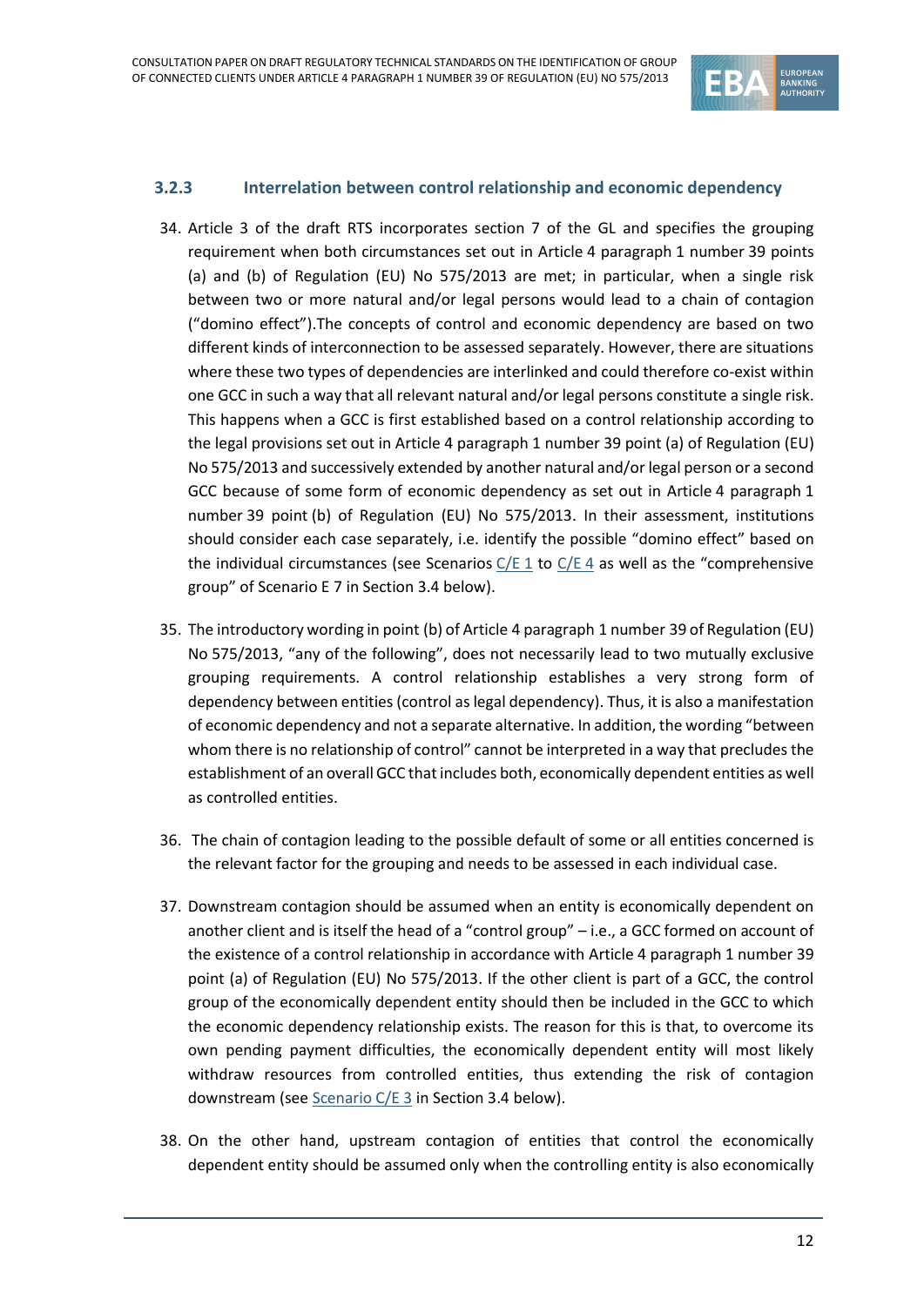### 3.2.3 Interrelation between control relationship and economic dependency

34. Article 3 of the draft RTS incorporates section 7 of the GL and specifies the grouping requirement when both circumstances set out in Article 4 paragraph 1 number 39 points (a) and (b) of Regulation (EU) No 575/2013 are met; in particular, when a single risk between two or more natural and/or legal persons would lead to a chain of contagion ("domino effect").The concepts of control and economic dependency are based on two different kinds of interconnection to be assessed separately. However, there are situations where these two types of dependencies are interlinked and could therefore co-exist within one GCC in such a way that all relevant natural and/or legal persons constitute a single risk. This happens when a GCC is first established based on a control relationship according to the legal provisions set out in Article 4 paragraph 1 number 39 point (a) of Regulation (EU) No 575/2013 and successively extended by another natural and/or legal person or a second GCC because of some form of economic dependency as set out in Article 4 paragraph 1 number 39 point (b) of Regulation (EU) No 575/2013. In their assessment, institutions should consider each case separately, i.e. identify the possible "domino effect" based on the individual circumstances (see Scenarios C/E 1 to C/E 4 as well as the "comprehensive group" of Scenario E 7 in Section 3.4 below).

35. The introductory wording in point (b) of Article 4 paragraph 1 number 39 of Regulation (EU) No 575/2013, "any of the following", does not necessarily lead to two mutually exclusive grouping requirements. A control relationship establishes a very strong form of dependency between entities (control as legal dependency). Thus, it is also a manifestation of economic dependency and not a separate alternative. In addition, the wording "between whom there is no relationship of control" cannot be interpreted in a way that precludes the establishment of an overall GCC that includes both, economically dependent entities as well as controlled entities.

36. The chain of contagion leading to the possible default of some or all entities concerned is the relevant factor for the grouping and needs to be assessed in each individual case.

37. Downstream contagion should be assumed when an entity is economically dependent on another client and is itself the head of a "control group" – i.e., a GCC formed on account of the existence of a control relationship in accordance with Article 4 paragraph 1 number 39 point (a) of Regulation (EU) No 575/2013. If the other client is part of a GCC, the control group of the economically dependent entity should then be included in the GCC to which the economic dependency relationship exists. The reason for this is that, to overcome its own pending payment difficulties, the economically dependent entity will most likely withdraw resources from controlled entities, thus extending the risk of contagion downstream (see Scenario C/E 3 in Section 3.4 below).

38. On the other hand, upstream contagion of entities that control the economically dependent entity should be assumed only when the controlling entity is also economically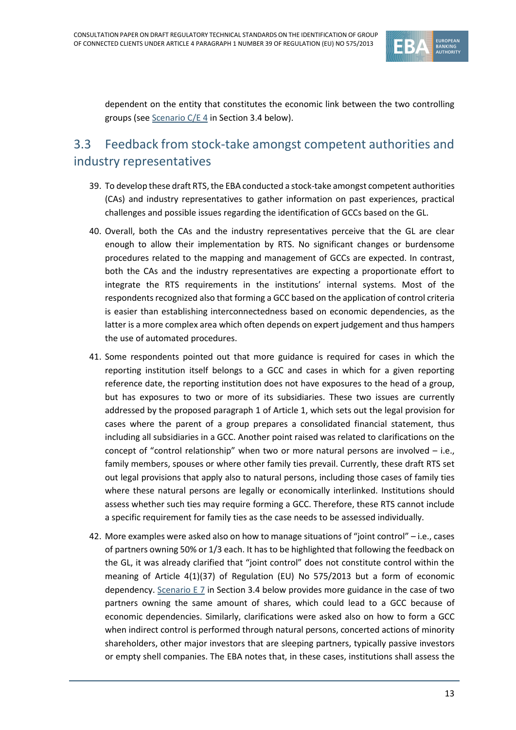dependent on the entity that constitutes the economic link between the two controlling groups (see Scenario C/E 4 in Section 3.4 below).

## 3.3 Feedback from stock-take amongst competent authorities and industry representatives

39. To develop these draft RTS, the EBA conducted a stock-take amongst competent authorities (CAs) and industry representatives to gather information on past experiences, practical challenges and possible issues regarding the identification of GCCs based on the GL.

40. Overall, both the CAs and the industry representatives perceive that the GL are clear enough to allow their implementation by RTS. No significant changes or burdensome procedures related to the mapping and management of GCCs are expected. In contrast, both the CAs and the industry representatives are expecting a proportionate effort to integrate the RTS requirements in the institutions' internal systems. Most of the respondents recognized also that forming a GCC based on the application of control criteria is easier than establishing interconnectedness based on economic dependencies, as the latter is a more complex area which often depends on expert judgement and thus hampers the use of automated procedures.

41. Some respondents pointed out that more guidance is required for cases in which the reporting institution itself belongs to a GCC and cases in which for a given reporting reference date, the reporting institution does not have exposures to the head of a group, but has exposures to two or more of its subsidiaries. These two issues are currently addressed by the proposed paragraph 1 of Article 1, which sets out the legal provision for cases where the parent of a group prepares a consolidated financial statement, thus including all subsidiaries in a GCC. Another point raised was related to clarifications on the concept of "control relationship" when two or more natural persons are involved – i.e., family members, spouses or where other family ties prevail. Currently, these draft RTS set out legal provisions that apply also to natural persons, including those cases of family ties where these natural persons are legally or economically interlinked. Institutions should assess whether such ties may require forming a GCC. Therefore, these RTS cannot include a specific requirement for family ties as the case needs to be assessed individually.

42. More examples were asked also on how to manage situations of "joint control" – i.e., cases of partners owning 50% or 1/3 each. It has to be highlighted that following the feedback on the GL, it was already clarified that "joint control" does not constitute control within the meaning of Article 4(1)(37) of Regulation (EU) No 575/2013 but a form of economic dependency. Scenario E 7 in Section 3.4 below provides more guidance in the case of two partners owning the same amount of shares, which could lead to a GCC because of economic dependencies. Similarly, clarifications were asked also on how to form a GCC when indirect control is performed through natural persons, concerted actions of minority shareholders, other major investors that are sleeping partners, typically passive investors or empty shell companies. The EBA notes that, in these cases, institutions shall assess the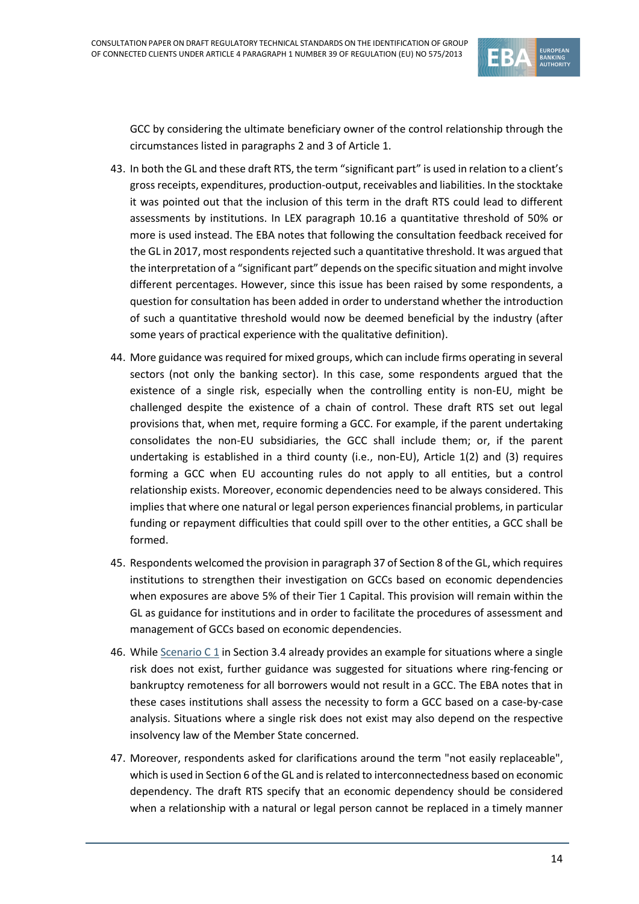GCC by considering the ultimate beneficiary owner of the control relationship through the circumstances listed in paragraphs 2 and 3 of Article 1.

43. In both the GL and these draft RTS, the term "significant part" is used in relation to a client's gross receipts, expenditures, production-output, receivables and liabilities. In the stocktake it was pointed out that the inclusion of this term in the draft RTS could lead to different assessments by institutions. In LEX paragraph 10.16 a quantitative threshold of 50% or more is used instead. The EBA notes that following the consultation feedback received for the GL in 2017, most respondents rejected such a quantitative threshold. It was argued that the interpretation of a "significant part" depends on the specific situation and might involve different percentages. However, since this issue has been raised by some respondents, a question for consultation has been added in order to understand whether the introduction of such a quantitative threshold would now be deemed beneficial by the industry (after some years of practical experience with the qualitative definition).

44. More guidance was required for mixed groups, which can include firms operating in several sectors (not only the banking sector). In this case, some respondents argued that the existence of a single risk, especially when the controlling entity is non-EU, might be challenged despite the existence of a chain of control. These draft RTS set out legal provisions that, when met, require forming a GCC. For example, if the parent undertaking consolidates the non-EU subsidiaries, the GCC shall include them; or, if the parent undertaking is established in a third county (i.e., non-EU), Article 1(2) and (3) requires forming a GCC when EU accounting rules do not apply to all entities, but a control relationship exists. Moreover, economic dependencies need to be always considered. This implies that where one natural or legal person experiences financial problems, in particular funding or repayment difficulties that could spill over to the other entities, a GCC shall be formed.

45. Respondents welcomed the provision in paragraph 37 of Section 8 of the GL, which requires institutions to strengthen their investigation on GCCs based on economic dependencies when exposures are above 5% of their Tier 1 Capital. This provision will remain within the GL as guidance for institutions and in order to facilitate the procedures of assessment and management of GCCs based on economic dependencies.

46. While Scenario C 1 in Section 3.4 already provides an example for situations where a single risk does not exist, further guidance was suggested for situations where ring-fencing or bankruptcy remoteness for all borrowers would not result in a GCC. The EBA notes that in these cases institutions shall assess the necessity to form a GCC based on a case-by-case analysis. Situations where a single risk does not exist may also depend on the respective insolvency law of the Member State concerned.

47. Moreover, respondents asked for clarifications around the term "not easily replaceable", which is used in Section 6 of the GL and is related to interconnectedness based on economic dependency. The draft RTS specify that an economic dependency should be considered when a relationship with a natural or legal person cannot be replaced in a timely manner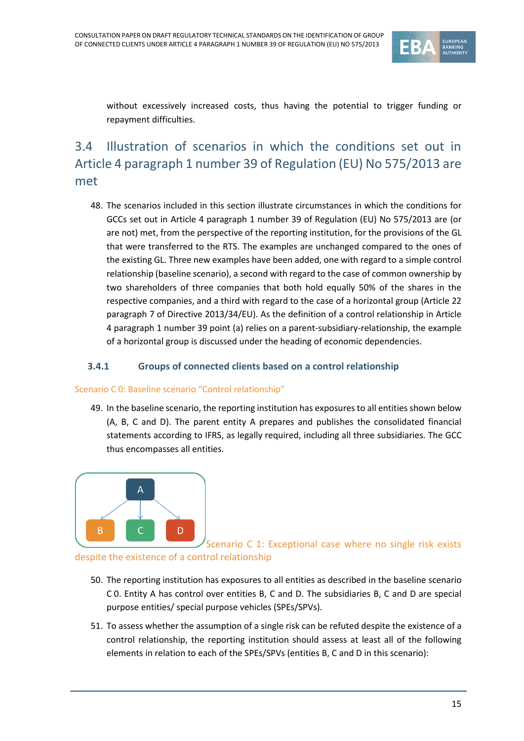without excessively increased costs, thus having the potential to trigger funding or repayment difficulties.

## 3.4 Illustration of scenarios in which the conditions set out in Article 4 paragraph 1 number 39 of Regulation (EU) No 575/2013 are met

48. The scenarios included in this section illustrate circumstances in which the conditions for GCCs set out in Article 4 paragraph 1 number 39 of Regulation (EU) No 575/2013 are (or are not) met, from the perspective of the reporting institution, for the provisions of the GL that were transferred to the RTS. The examples are unchanged compared to the ones of the existing GL. Three new examples have been added, one with regard to a simple control relationship (baseline scenario), a second with regard to the case of common ownership by two shareholders of three companies that both hold equally 50% of the shares in the respective companies, and a third with regard to the case of a horizontal group (Article 22 paragraph 7 of Directive 2013/34/EU). As the definition of a control relationship in Article 4 paragraph 1 number 39 point (a) relies on a parent-subsidiary-relationship, the example of a horizontal group is discussed under the heading of economic dependencies.

### 3.4.1 Groups of connected clients based on a control relationship

#### Scenario C 0: Baseline scenario "Control relationship"

49. In the baseline scenario, the reporting institution has exposures to all entities shown below (A, B, C and D). The parent entity A prepares and publishes the consolidated financial statements according to IFRS, as legally required, including all three subsidiaries. The GCC thus encompasses all entities.

#### Scenario C 1: Exceptional case where no single risk exists despite the existence of a control relationship

50. The reporting institution has exposures to all entities as described in the baseline scenario C 0. Entity A has control over entities B, C and D. The subsidiaries B, C and D are special purpose entities/ special purpose vehicles (SPEs/SPVs).

51. To assess whether the assumption of a single risk can be refuted despite the existence of a control relationship, the reporting institution should assess at least all of the following elements in relation to each of the SPEs/SPVs (entities B, C and D in this scenario):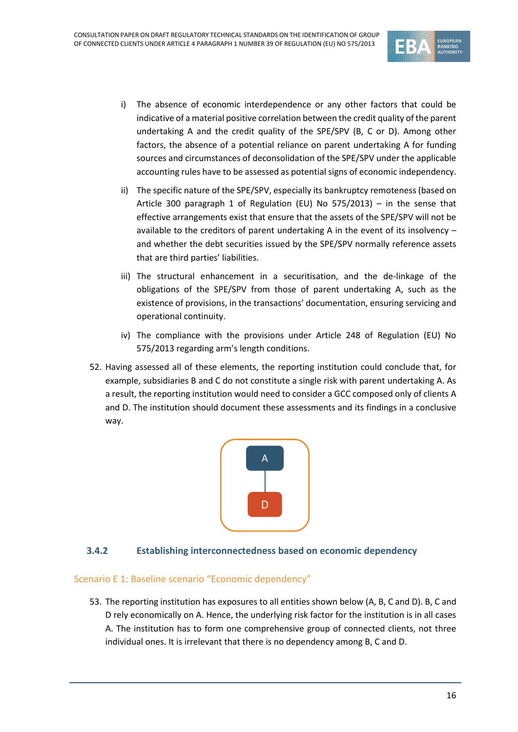i) The absence of economic interdependence or any other factors that could be indicative of a material positive correlation between the credit quality of the parent undertaking A and the credit quality of the SPE/SPV (B, C or D). Among other factors, the absence of a potential reliance on parent undertaking A for funding sources and circumstances of deconsolidation of the SPE/SPV under the applicable accounting rules have to be assessed as potential signs of economic independency.

ii) The specific nature of the SPE/SPV, especially its bankruptcy remoteness (based on Article 300 paragraph 1 of Regulation (EU) No 575/2013) – in the sense that effective arrangements exist that ensure that the assets of the SPE/SPV will not be available to the creditors of parent undertaking A in the event of its insolvency – and whether the debt securities issued by the SPE/SPV normally reference assets that are third parties' liabilities.

iii) The structural enhancement in a securitisation, and the de-linkage of the obligations of the SPE/SPV from those of parent undertaking A, such as the existence of provisions, in the transactions' documentation, ensuring servicing and operational continuity.

iv) The compliance with the provisions under Article 248 of Regulation (EU) No 575/2013 regarding arm's length conditions.

52. Having assessed all of these elements, the reporting institution could conclude that, for example, subsidiaries B and C do not constitute a single risk with parent undertaking A. As a result, the reporting institution would need to consider a GCC composed only of clients A and D. The institution should document these assessments and its findings in a conclusive way.

### 3.4.2 Establishing interconnectedness based on economic dependency

#### Scenario E 1: Baseline scenario "Economic dependency"

53. The reporting institution has exposures to all entities shown below (A, B, C and D). B, C and D rely economically on A. Hence, the underlying risk factor for the institution is in all cases A. The institution has to form one comprehensive group of connected clients, not three individual ones. It is irrelevant that there is no dependency among B, C and D.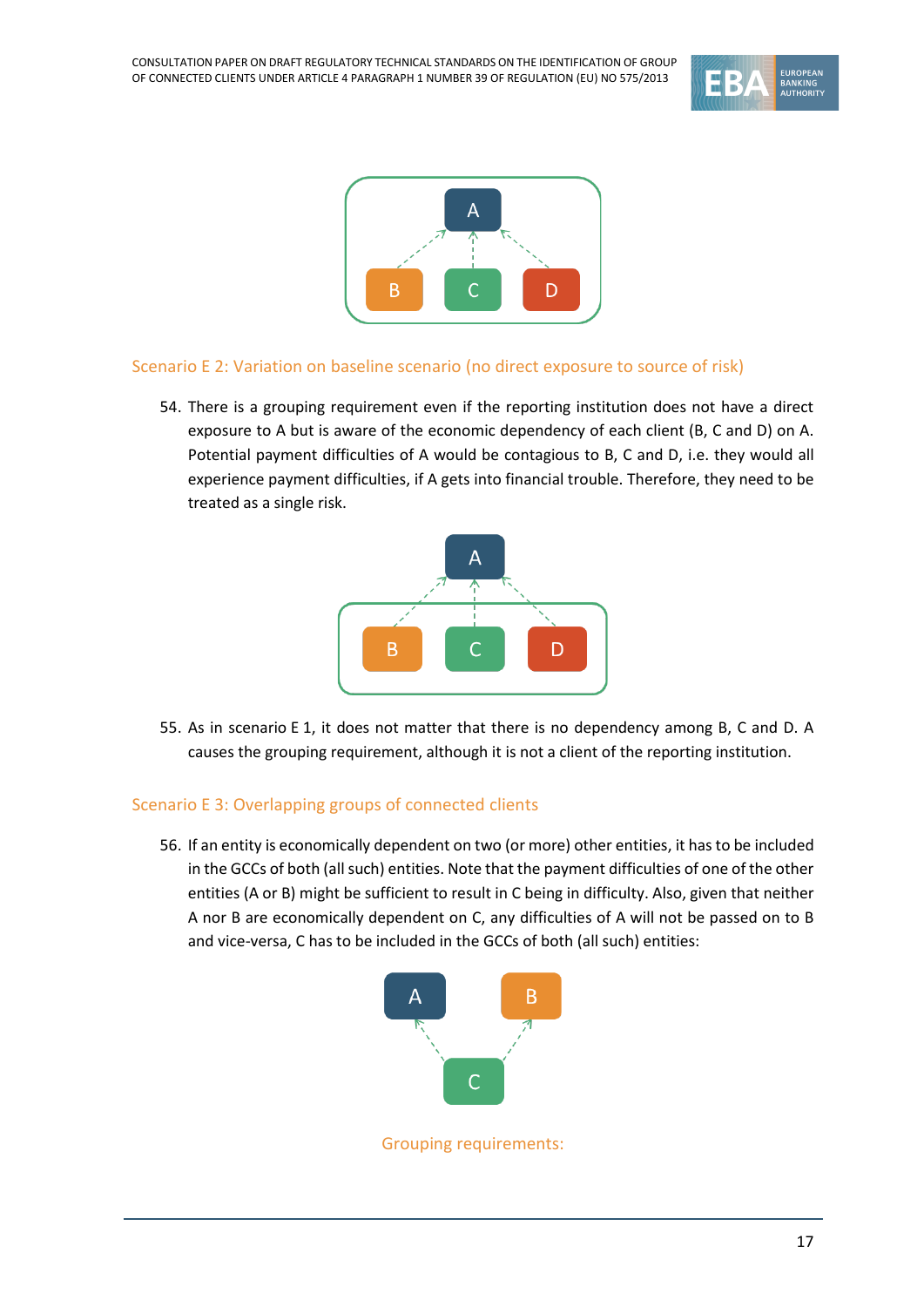### Scenario E 2: Variation on baseline scenario (no direct exposure to source of risk)

54. There is a grouping requirement even if the reporting institution does not have a direct exposure to A but is aware of the economic dependency of each client (B, C and D) on A. Potential payment difficulties of A would be contagious to B, C and D, i.e. they would all experience payment difficulties, if A gets into financial trouble. Therefore, they need to be treated as a single risk.

55. As in scenario E 1, it does not matter that there is no dependency among B, C and D. A causes the grouping requirement, although it is not a client of the reporting institution.

### Scenario E 3: Overlapping groups of connected clients

56. If an entity is economically dependent on two (or more) other entities, it has to be included in the GCCs of both (all such) entities. Note that the payment difficulties of one of the other entities (A or B) might be sufficient to result in C being in difficulty. Also, given that neither A nor B are economically dependent on C, any difficulties of A will not be passed on to B and vice-versa, C has to be included in the GCCs of both (all such) entities:

Grouping requirements: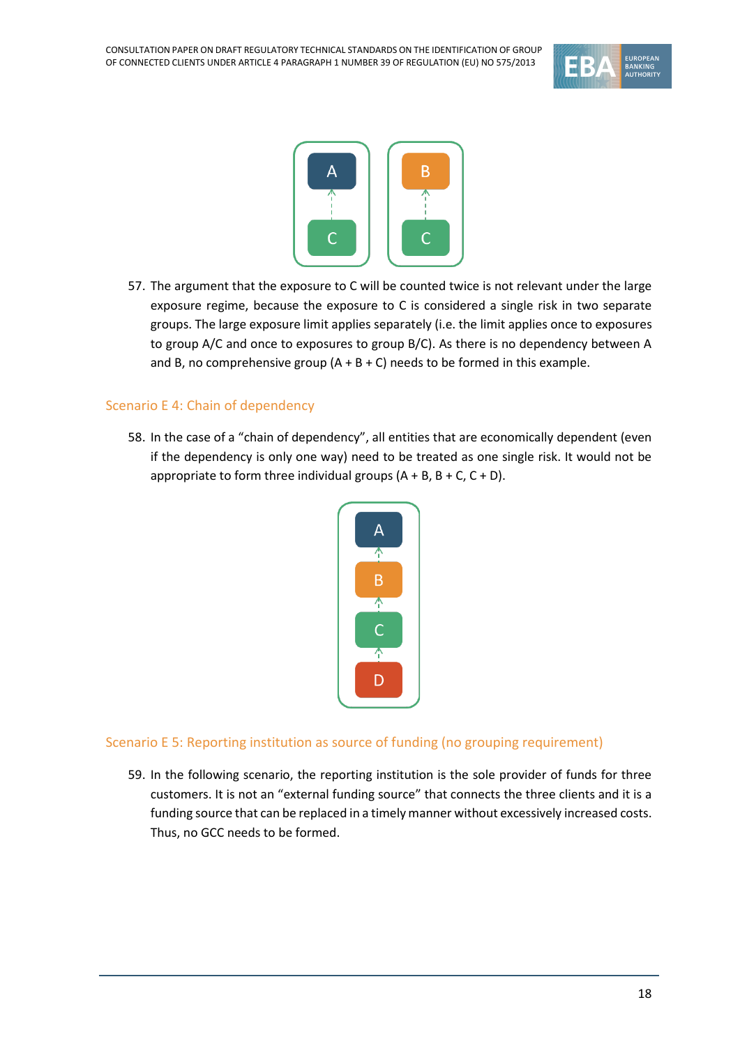57. The argument that the exposure to C will be counted twice is not relevant under the large exposure regime, because the exposure to C is considered a single risk in two separate groups. The large exposure limit applies separately (i.e. the limit applies once to exposures to group A/C and once to exposures to group B/C). As there is no dependency between A and B, no comprehensive group (A + B + C) needs to be formed in this example.

### Scenario E 4: Chain of dependency

58. In the case of a "chain of dependency", all entities that are economically dependent (even if the dependency is only one way) need to be treated as one single risk. It would not be appropriate to form three individual groups (A + B, B + C, C + D).

### Scenario E 5: Reporting institution as source of funding (no grouping requirement)

59. In the following scenario, the reporting institution is the sole provider of funds for three customers. It is not an "external funding source" that connects the three clients and it is a funding source that can be replaced in a timely manner without excessively increased costs. Thus, no GCC needs to be formed.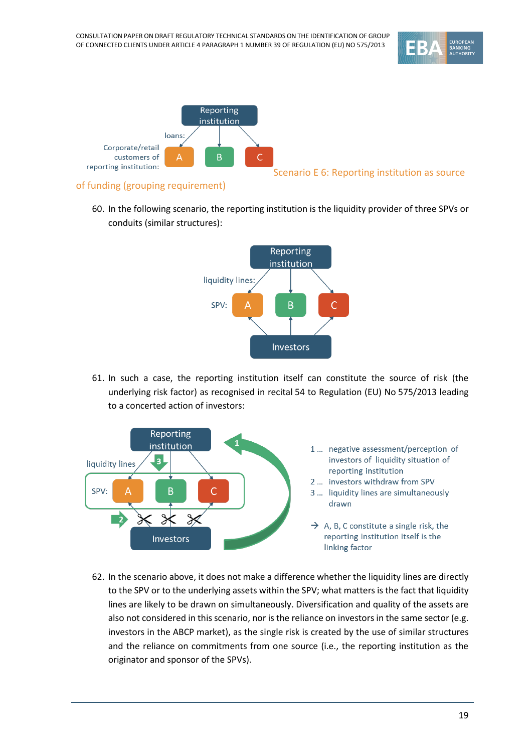Reporting institution

loans:

Corporate/retail customers of reporting institution: A B C

Scenario E 6: Reporting institution as source of funding (grouping requirement)

60. In the following scenario, the reporting institution is the liquidity provider of three SPVs or conduits (similar structures):

Reporting institution

liquidity lines:

SPV: A B C

Investors

61. In such a case, the reporting institution itself can constitute the source of risk (the underlying risk factor) as recognised in recital 54 to Regulation (EU) No 575/2013 leading to a concerted action of investors:

Reporting institution

liquidity lines

SPV: A B C

Investors

1 … negative assessment/perception of investors of liquidity situation of reporting institution
2 … investors withdraw from SPV
3 … liquidity lines are simultaneously drawn

→ A, B, C constitute a single risk, the reporting institution itself is the linking factor

62. In the scenario above, it does not make a difference whether the liquidity lines are directly to the SPV or to the underlying assets within the SPV; what matters is the fact that liquidity lines are likely to be drawn on simultaneously. Diversification and quality of the assets are also not considered in this scenario, nor is the reliance on investors in the same sector (e.g. investors in the ABCP market), as the single risk is created by the use of similar structures and the reliance on commitments from one source (i.e., the reporting institution as the originator and sponsor of the SPVs).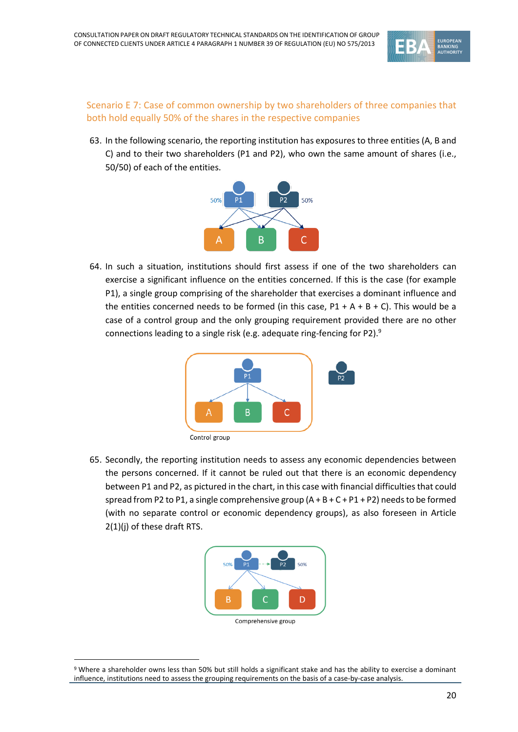### Scenario E 7: Case of common ownership by two shareholders of three companies that both hold equally 50% of the shares in the respective companies

63. In the following scenario, the reporting institution has exposures to three entities (A, B and C) and to their two shareholders (P1 and P2), who own the same amount of shares (i.e., 50/50) of each of the entities.

64. In such a situation, institutions should first assess if one of the two shareholders can exercise a significant influence on the entities concerned. If this is the case (for example P1), a single group comprising of the shareholder that exercises a dominant influence and the entities concerned needs to be formed (in this case, P1 + A + B + C). This would be a case of a control group and the only grouping requirement provided there are no other connections leading to a single risk (e.g. adequate ring-fencing for P2).[9]

Control group

65. Secondly, the reporting institution needs to assess any economic dependencies between the persons concerned. If it cannot be ruled out that there is an economic dependency between P1 and P2, as pictured in the chart, in this case with financial difficulties that could spread from P2 to P1, a single comprehensive group (A + B + C + P1 + P2) needs to be formed (with no separate control or economic dependency groups), as also foreseen in Article 2(1)(j) of these draft RTS.

Comprehensive group

[9] Where a shareholder owns less than 50% but still holds a significant stake and has the ability to exercise a dominant influence, institutions need to assess the grouping requirements on the basis of a case-by-case analysis.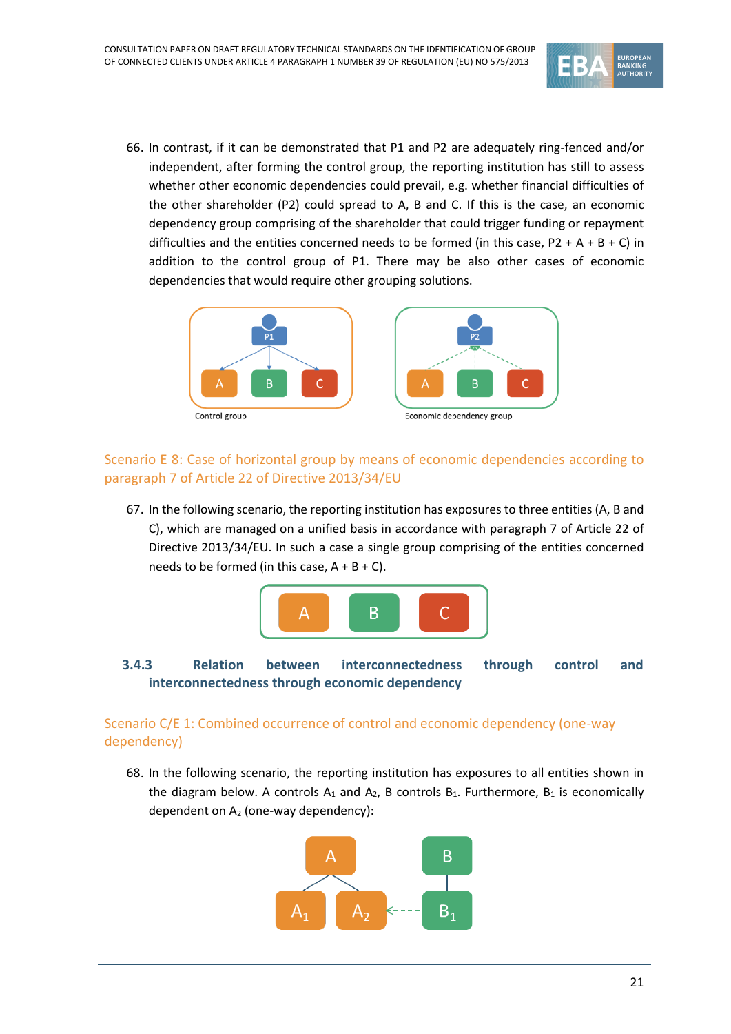66. In contrast, if it can be demonstrated that P1 and P2 are adequately ring-fenced and/or independent, after forming the control group, the reporting institution has still to assess whether other economic dependencies could prevail, e.g. whether financial difficulties of the other shareholder (P2) could spread to A, B and C. If this is the case, an economic dependency group comprising of the shareholder that could trigger funding or repayment difficulties and the entities concerned needs to be formed (in this case, P2 + A + B + C) in addition to the control group of P1. There may be also other cases of economic dependencies that would require other grouping solutions.

Control group

Economic dependency group

### Scenario E 8: Case of horizontal group by means of economic dependencies according to paragraph 7 of Article 22 of Directive 2013/34/EU

67. In the following scenario, the reporting institution has exposures to three entities (A, B and C), which are managed on a unified basis in accordance with paragraph 7 of Article 22 of Directive 2013/34/EU. In such a case a single group comprising of the entities concerned needs to be formed (in this case, A + B + C).

## 3.4.3 Relation between interconnectedness through control and interconnectedness through economic dependency

### Scenario C/E 1: Combined occurrence of control and economic dependency (one-way dependency)

68. In the following scenario, the reporting institution has exposures to all entities shown in the diagram below. A controls $A_1$ and $A_2$, B controls $B_1$. Furthermore, $B_1$ is economically dependent on $A_2$ (one-way dependency):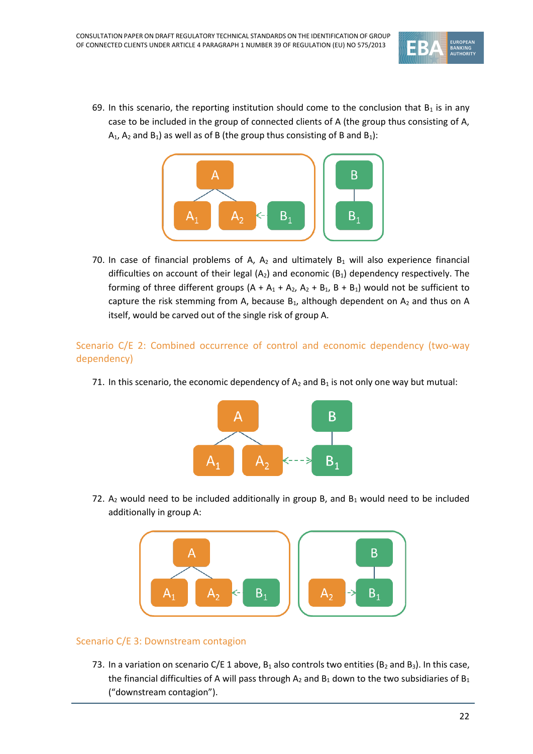69. In this scenario, the reporting institution should come to the conclusion that $B_1$ is in any case to be included in the group of connected clients of A (the group thus consisting of A, $A_1$, $A_2$ and $B_1$) as well as of B (the group thus consisting of B and $B_1$):

70. In case of financial problems of A, $A_2$ and ultimately $B_1$ will also experience financial difficulties on account of their legal ($A_2$) and economic ($B_1$) dependency respectively. The forming of three different groups (A + $A_1$ + $A_2$, $A_2$ + $B_1$, B + $B_1$) would not be sufficient to capture the risk stemming from A, because $B_1$, although dependent on $A_2$ and thus on A itself, would be carved out of the single risk of group A.

### Scenario C/E 2: Combined occurrence of control and economic dependency (two-way dependency)

71. In this scenario, the economic dependency of $A_2$ and $B_1$ is not only one way but mutual:

72. $A_2$ would need to be included additionally in group B, and $B_1$ would need to be included additionally in group A:

### Scenario C/E 3: Downstream contagion

73. In a variation on scenario C/E 1 above, $B_1$ also controls two entities ($B_2$ and $B_3$). In this case, the financial difficulties of A will pass through $A_2$ and $B_1$ down to the two subsidiaries of $B_1$ ("downstream contagion").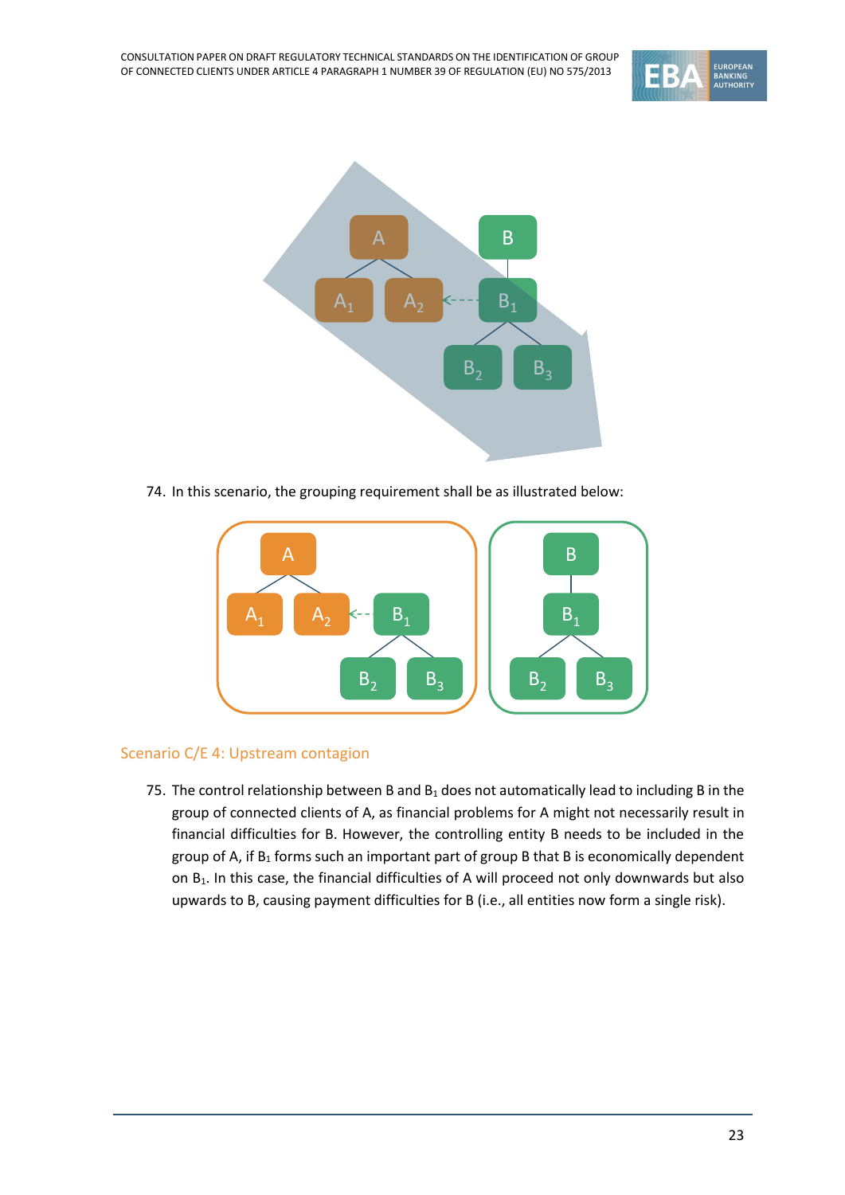74. In this scenario, the grouping requirement shall be as illustrated below:

### Scenario C/E 4: Upstream contagion

75. The control relationship between B and $B_1$ does not automatically lead to including B in the group of connected clients of A, as financial problems for A might not necessarily result in financial difficulties for B. However, the controlling entity B needs to be included in the group of A, if $B_1$ forms such an important part of group B that B is economically dependent on $B_1$. In this case, the financial difficulties of A will proceed not only downwards but also upwards to B, causing payment difficulties for B (i.e., all entities now form a single risk).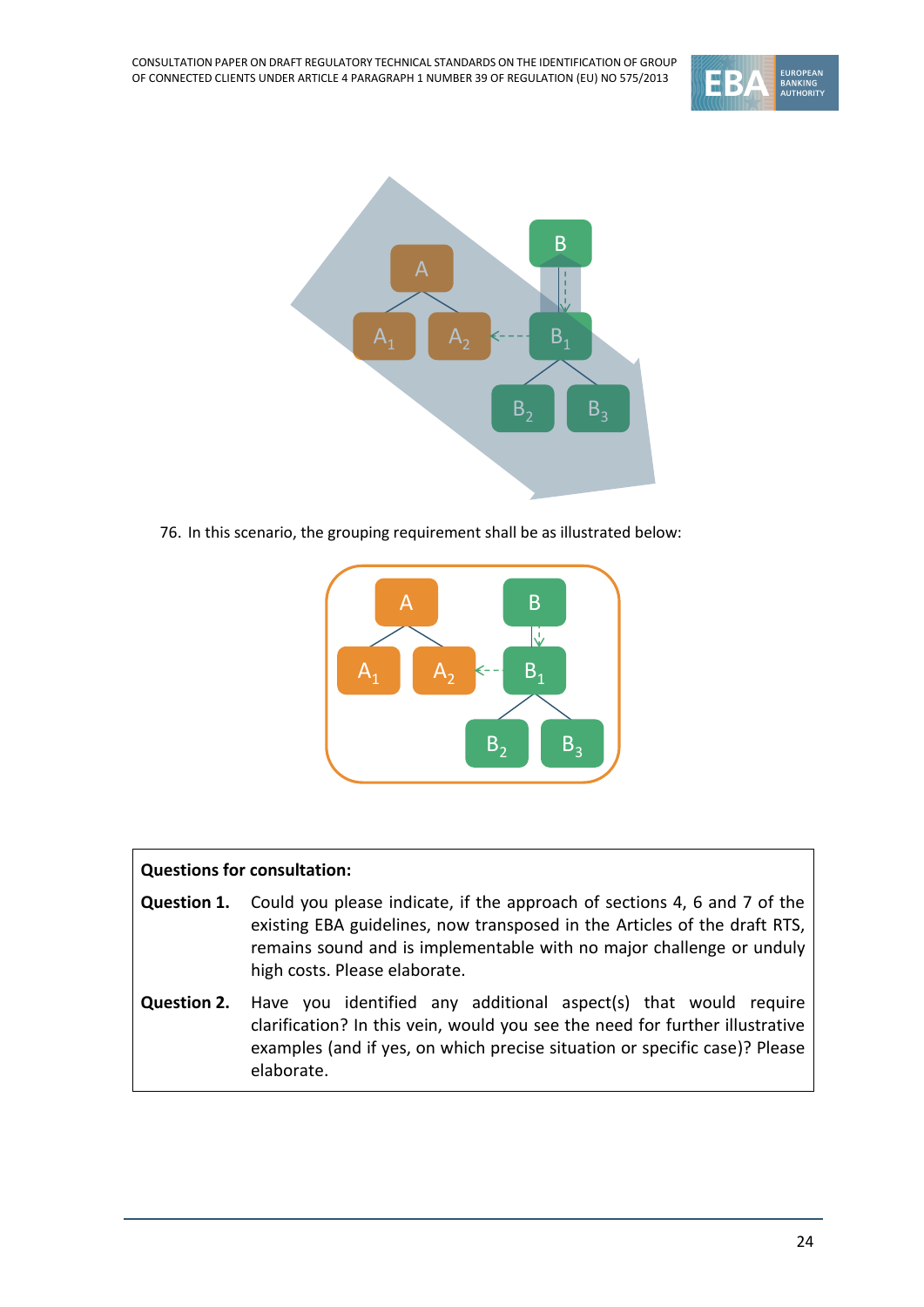76. In this scenario, the grouping requirement shall be as illustrated below:

| **Questions for consultation:** | |
|---|---|
| **Question 1.** | Could you please indicate, if the approach of sections 4, 6 and 7 of the existing EBA guidelines, now transposed in the Articles of the draft RTS, remains sound and is implementable with no major challenge or unduly high costs. Please elaborate. |
| **Question 2.** | Have you identified any additional aspect(s) that would require clarification? In this vein, would you see the need for further illustrative examples (and if yes, on which precise situation or specific case)? Please elaborate. |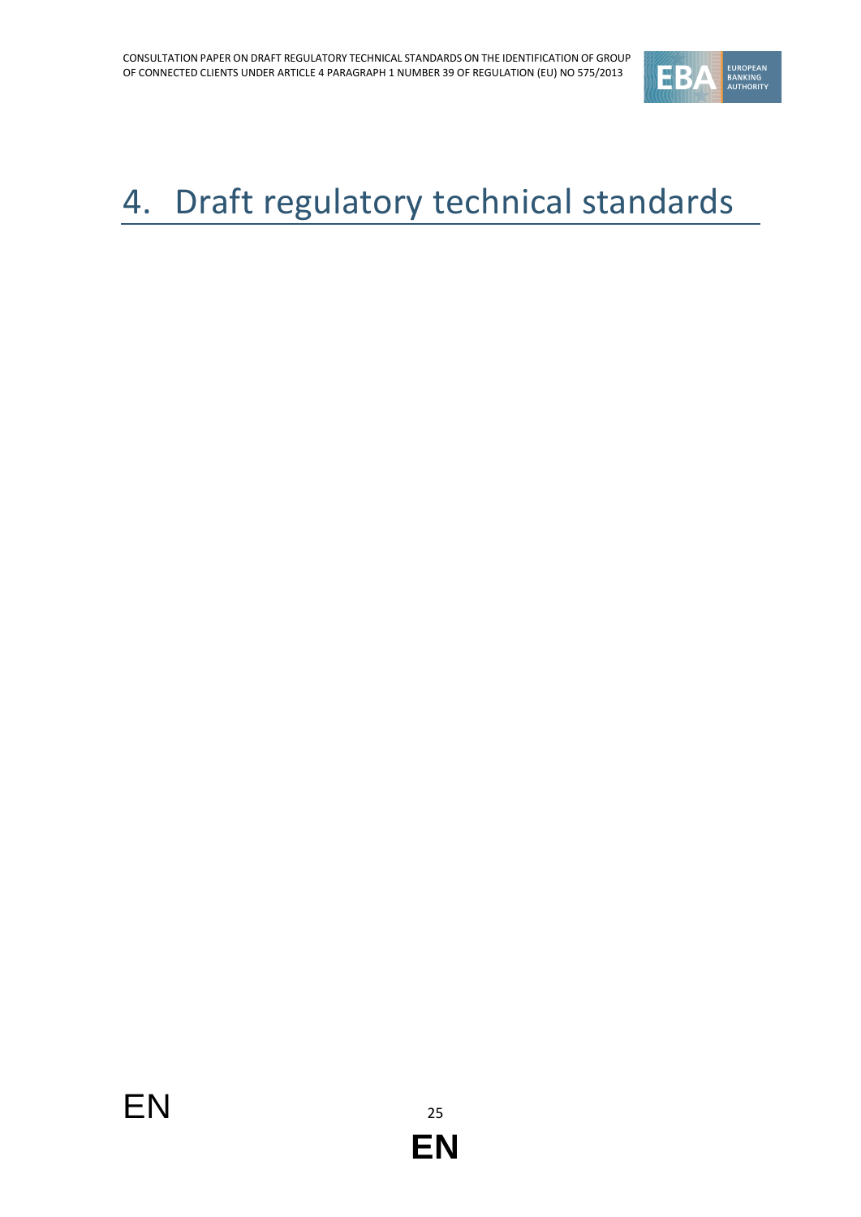# 4. Draft regulatory technical standards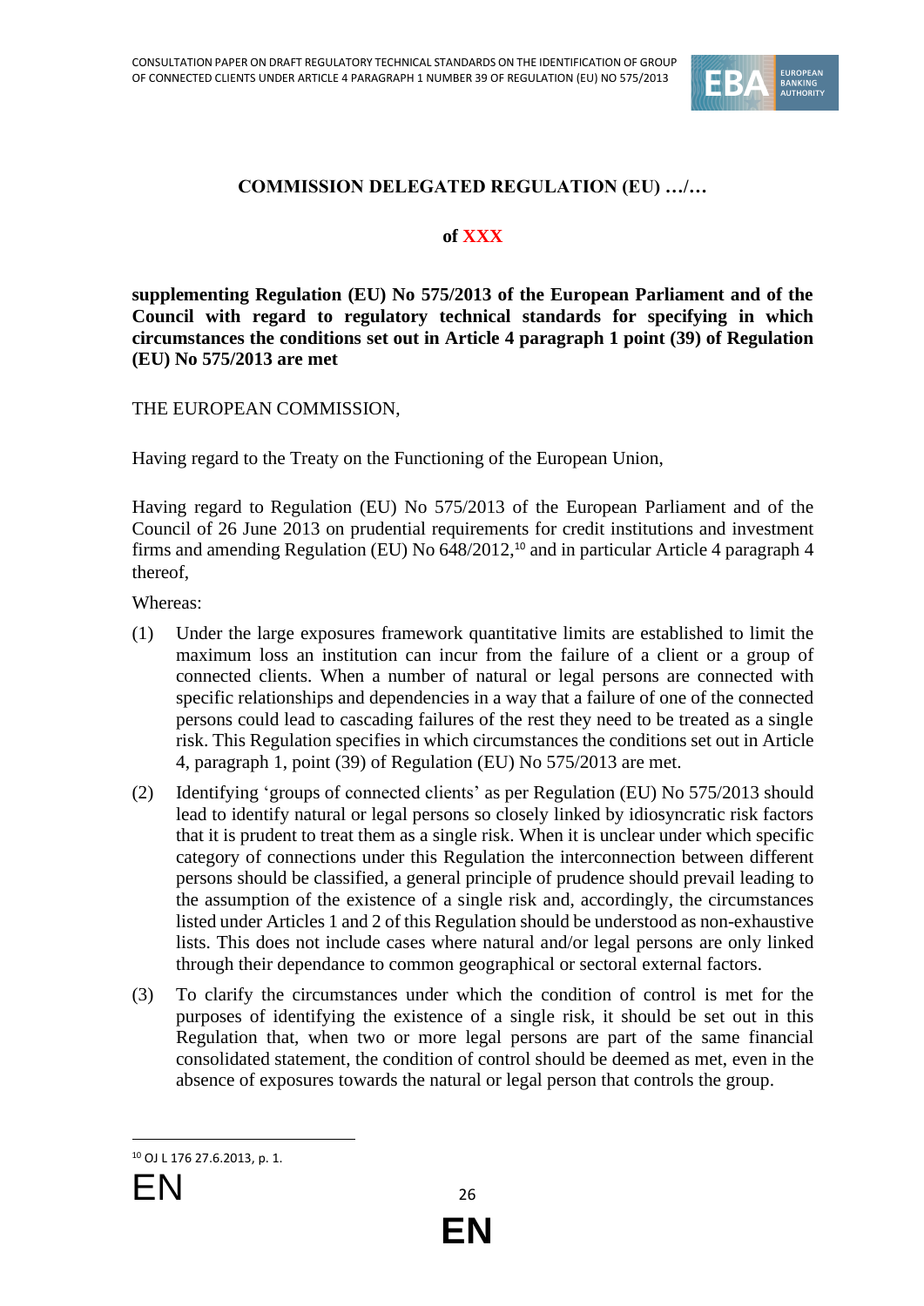**COMMISSION DELEGATED REGULATION (EU) …/…**

**of XXX**

**supplementing Regulation (EU) No 575/2013 of the European Parliament and of the Council with regard to regulatory technical standards for specifying in which circumstances the conditions set out in Article 4 paragraph 1 point (39) of Regulation (EU) No 575/2013 are met**

THE EUROPEAN COMMISSION,

Having regard to the Treaty on the Functioning of the European Union,

Having regard to Regulation (EU) No 575/2013 of the European Parliament and of the Council of 26 June 2013 on prudential requirements for credit institutions and investment firms and amending Regulation (EU) No 648/2012,[10] and in particular Article 4 paragraph 4 thereof,

Whereas:

(1) Under the large exposures framework quantitative limits are established to limit the maximum loss an institution can incur from the failure of a client or a group of connected clients. When a number of natural or legal persons are connected with specific relationships and dependencies in a way that a failure of one of the connected persons could lead to cascading failures of the rest they need to be treated as a single risk. This Regulation specifies in which circumstances the conditions set out in Article 4, paragraph 1, point (39) of Regulation (EU) No 575/2013 are met.

(2) Identifying 'groups of connected clients' as per Regulation (EU) No 575/2013 should lead to identify natural or legal persons so closely linked by idiosyncratic risk factors that it is prudent to treat them as a single risk. When it is unclear under which specific category of connections under this Regulation the interconnection between different persons should be classified, a general principle of prudence should prevail leading to the assumption of the existence of a single risk and, accordingly, the circumstances listed under Articles 1 and 2 of this Regulation should be understood as non-exhaustive lists. This does not include cases where natural and/or legal persons are only linked through their dependance to common geographical or sectoral external factors.

(3) To clarify the circumstances under which the condition of control is met for the purposes of identifying the existence of a single risk, it should be set out in this Regulation that, when two or more legal persons are part of the same financial consolidated statement, the condition of control should be deemed as met, even in the absence of exposures towards the natural or legal person that controls the group.

[10] OJ L 176 27.6.2013, p. 1.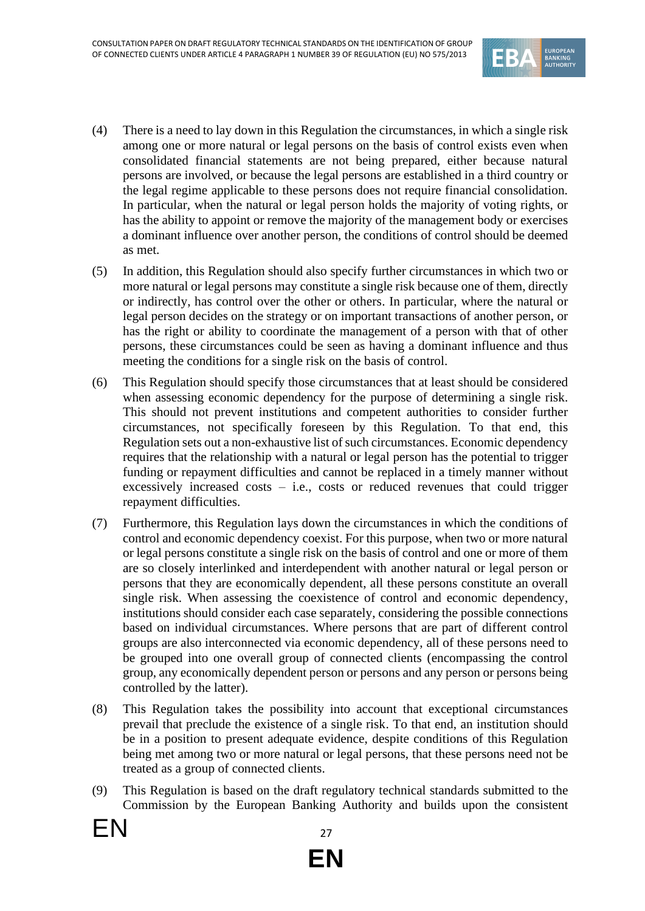(4) There is a need to lay down in this Regulation the circumstances, in which a single risk among one or more natural or legal persons on the basis of control exists even when consolidated financial statements are not being prepared, either because natural persons are involved, or because the legal persons are established in a third country or the legal regime applicable to these persons does not require financial consolidation. In particular, when the natural or legal person holds the majority of voting rights, or has the ability to appoint or remove the majority of the management body or exercises a dominant influence over another person, the conditions of control should be deemed as met.

(5) In addition, this Regulation should also specify further circumstances in which two or more natural or legal persons may constitute a single risk because one of them, directly or indirectly, has control over the other or others. In particular, where the natural or legal person decides on the strategy or on important transactions of another person, or has the right or ability to coordinate the management of a person with that of other persons, these circumstances could be seen as having a dominant influence and thus meeting the conditions for a single risk on the basis of control.

(6) This Regulation should specify those circumstances that at least should be considered when assessing economic dependency for the purpose of determining a single risk. This should not prevent institutions and competent authorities to consider further circumstances, not specifically foreseen by this Regulation. To that end, this Regulation sets out a non-exhaustive list of such circumstances. Economic dependency requires that the relationship with a natural or legal person has the potential to trigger funding or repayment difficulties and cannot be replaced in a timely manner without excessively increased costs – i.e., costs or reduced revenues that could trigger repayment difficulties.

(7) Furthermore, this Regulation lays down the circumstances in which the conditions of control and economic dependency coexist. For this purpose, when two or more natural or legal persons constitute a single risk on the basis of control and one or more of them are so closely interlinked and interdependent with another natural or legal person or persons that they are economically dependent, all these persons constitute an overall single risk. When assessing the coexistence of control and economic dependency, institutions should consider each case separately, considering the possible connections based on individual circumstances. Where persons that are part of different control groups are also interconnected via economic dependency, all of these persons need to be grouped into one overall group of connected clients (encompassing the control group, any economically dependent person or persons and any person or persons being controlled by the latter).

(8) This Regulation takes the possibility into account that exceptional circumstances prevail that preclude the existence of a single risk. To that end, an institution should be in a position to present adequate evidence, despite conditions of this Regulation being met among two or more natural or legal persons, that these persons need not be treated as a group of connected clients.

(9) This Regulation is based on the draft regulatory technical standards submitted to the Commission by the European Banking Authority and builds upon the consistent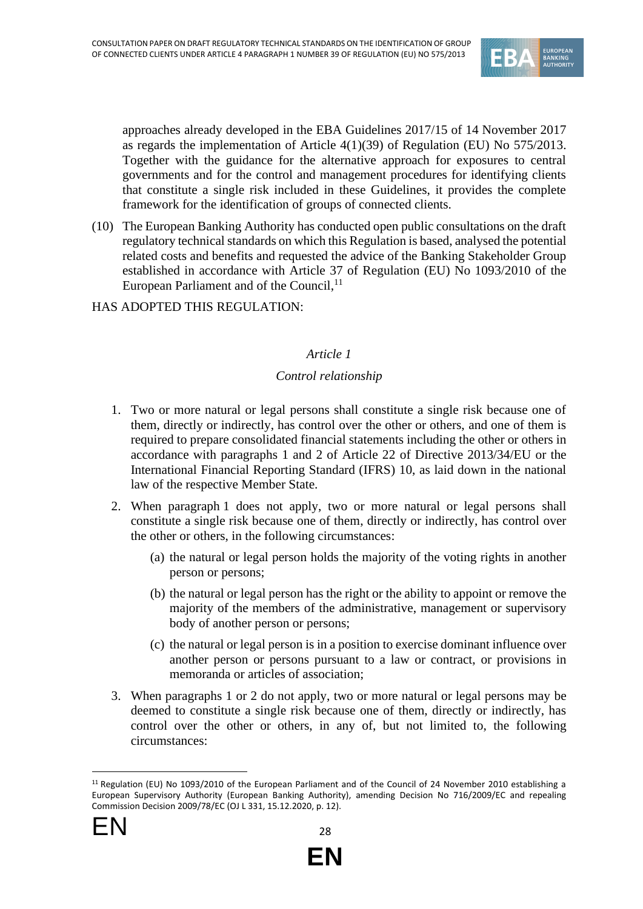approaches already developed in the EBA Guidelines 2017/15 of 14 November 2017 as regards the implementation of Article 4(1)(39) of Regulation (EU) No 575/2013. Together with the guidance for the alternative approach for exposures to central governments and for the control and management procedures for identifying clients that constitute a single risk included in these Guidelines, it provides the complete framework for the identification of groups of connected clients.

(10) The European Banking Authority has conducted open public consultations on the draft regulatory technical standards on which this Regulation is based, analysed the potential related costs and benefits and requested the advice of the Banking Stakeholder Group established in accordance with Article 37 of Regulation (EU) No 1093/2010 of the European Parliament and of the Council,[11]

HAS ADOPTED THIS REGULATION:

*Article 1*

*Control relationship*

1. Two or more natural or legal persons shall constitute a single risk because one of them, directly or indirectly, has control over the other or others, and one of them is required to prepare consolidated financial statements including the other or others in accordance with paragraphs 1 and 2 of Article 22 of Directive 2013/34/EU or the International Financial Reporting Standard (IFRS) 10, as laid down in the national law of the respective Member State.

2. When paragraph 1 does not apply, two or more natural or legal persons shall constitute a single risk because one of them, directly or indirectly, has control over the other or others, in the following circumstances:

   (a) the natural or legal person holds the majority of the voting rights in another person or persons;

   (b) the natural or legal person has the right or the ability to appoint or remove the majority of the members of the administrative, management or supervisory body of another person or persons;

   (c) the natural or legal person is in a position to exercise dominant influence over another person or persons pursuant to a law or contract, or provisions in memoranda or articles of association;

3. When paragraphs 1 or 2 do not apply, two or more natural or legal persons may be deemed to constitute a single risk because one of them, directly or indirectly, has control over the other or others, in any of, but not limited to, the following circumstances:

---

[11] Regulation (EU) No 1093/2010 of the European Parliament and of the Council of 24 November 2010 establishing a European Supervisory Authority (European Banking Authority), amending Decision No 716/2009/EC and repealing Commission Decision 2009/78/EC (OJ L 331, 15.12.2020, p. 12).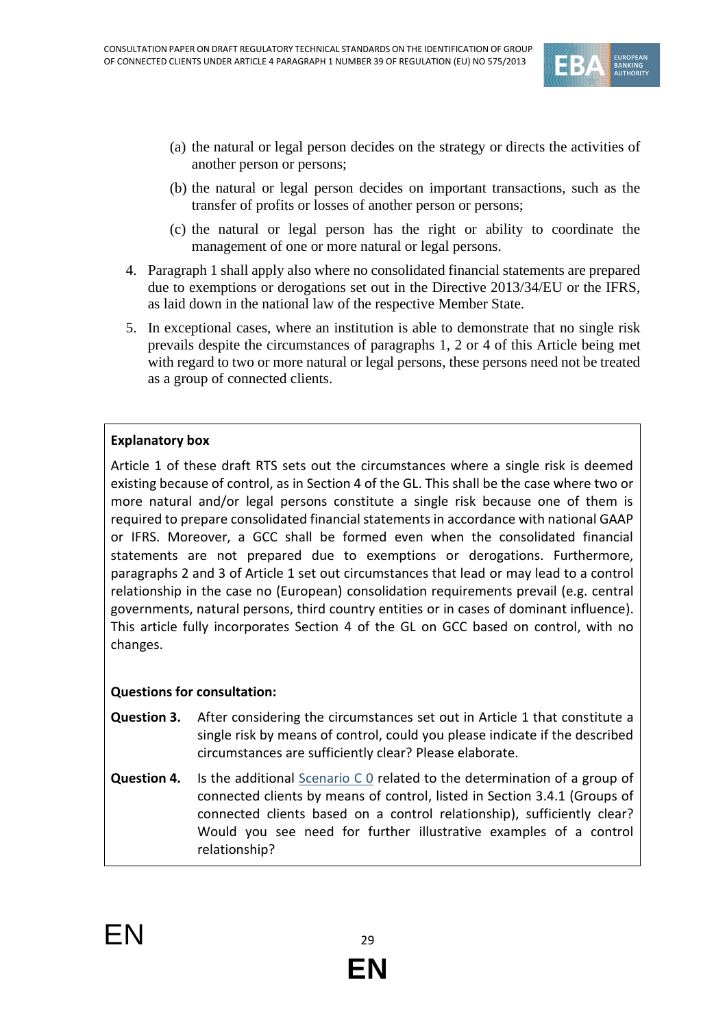(a) the natural or legal person decides on the strategy or directs the activities of another person or persons;

(b) the natural or legal person decides on important transactions, such as the transfer of profits or losses of another person or persons;

(c) the natural or legal person has the right or ability to coordinate the management of one or more natural or legal persons.

4. Paragraph 1 shall apply also where no consolidated financial statements are prepared due to exemptions or derogations set out in the Directive 2013/34/EU or the IFRS, as laid down in the national law of the respective Member State.

5. In exceptional cases, where an institution is able to demonstrate that no single risk prevails despite the circumstances of paragraphs 1, 2 or 4 of this Article being met with regard to two or more natural or legal persons, these persons need not be treated as a group of connected clients.

**Explanatory box**

Article 1 of these draft RTS sets out the circumstances where a single risk is deemed existing because of control, as in Section 4 of the GL. This shall be the case where two or more natural and/or legal persons constitute a single risk because one of them is required to prepare consolidated financial statements in accordance with national GAAP or IFRS. Moreover, a GCC shall be formed even when the consolidated financial statements are not prepared due to exemptions or derogations. Furthermore, paragraphs 2 and 3 of Article 1 set out circumstances that lead or may lead to a control relationship in the case no (European) consolidation requirements prevail (e.g. central governments, natural persons, third country entities or in cases of dominant influence). This article fully incorporates Section 4 of the GL on GCC based on control, with no changes.

**Questions for consultation:**

**Question 3.** After considering the circumstances set out in Article 1 that constitute a single risk by means of control, could you please indicate if the described circumstances are sufficiently clear? Please elaborate.

**Question 4.** Is the additional Scenario C 0 related to the determination of a group of connected clients by means of control, listed in Section 3.4.1 (Groups of connected clients based on a control relationship), sufficiently clear? Would you see need for further illustrative examples of a control relationship?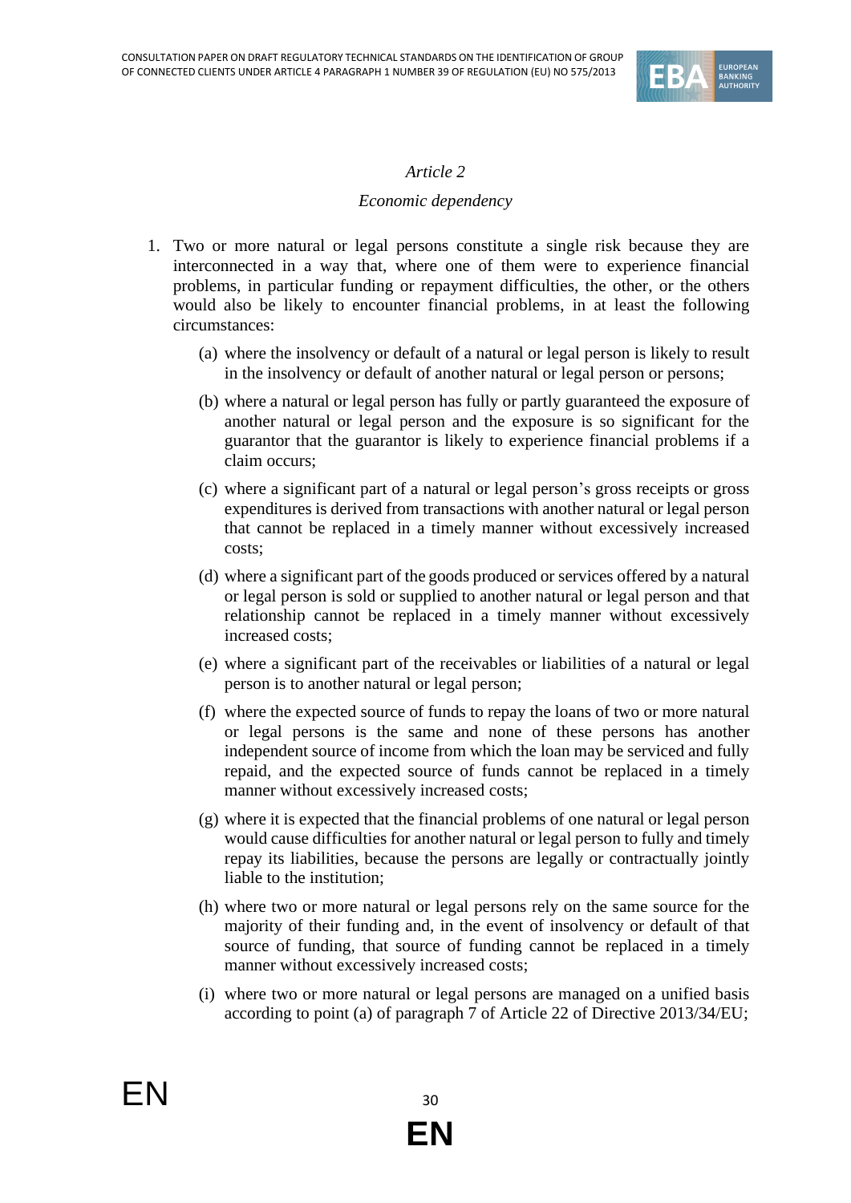*Article 2*

*Economic dependency*

1. Two or more natural or legal persons constitute a single risk because they are interconnected in a way that, where one of them were to experience financial problems, in particular funding or repayment difficulties, the other, or the others would also be likely to encounter financial problems, in at least the following circumstances:

   (a) where the insolvency or default of a natural or legal person is likely to result in the insolvency or default of another natural or legal person or persons;

   (b) where a natural or legal person has fully or partly guaranteed the exposure of another natural or legal person and the exposure is so significant for the guarantor that the guarantor is likely to experience financial problems if a claim occurs;

   (c) where a significant part of a natural or legal person's gross receipts or gross expenditures is derived from transactions with another natural or legal person that cannot be replaced in a timely manner without excessively increased costs;

   (d) where a significant part of the goods produced or services offered by a natural or legal person is sold or supplied to another natural or legal person and that relationship cannot be replaced in a timely manner without excessively increased costs;

   (e) where a significant part of the receivables or liabilities of a natural or legal person is to another natural or legal person;

   (f) where the expected source of funds to repay the loans of two or more natural or legal persons is the same and none of these persons has another independent source of income from which the loan may be serviced and fully repaid, and the expected source of funds cannot be replaced in a timely manner without excessively increased costs;

   (g) where it is expected that the financial problems of one natural or legal person would cause difficulties for another natural or legal person to fully and timely repay its liabilities, because the persons are legally or contractually jointly liable to the institution;

   (h) where two or more natural or legal persons rely on the same source for the majority of their funding and, in the event of insolvency or default of that source of funding, that source of funding cannot be replaced in a timely manner without excessively increased costs;

   (i) where two or more natural or legal persons are managed on a unified basis according to point (a) of paragraph 7 of Article 22 of Directive 2013/34/EU;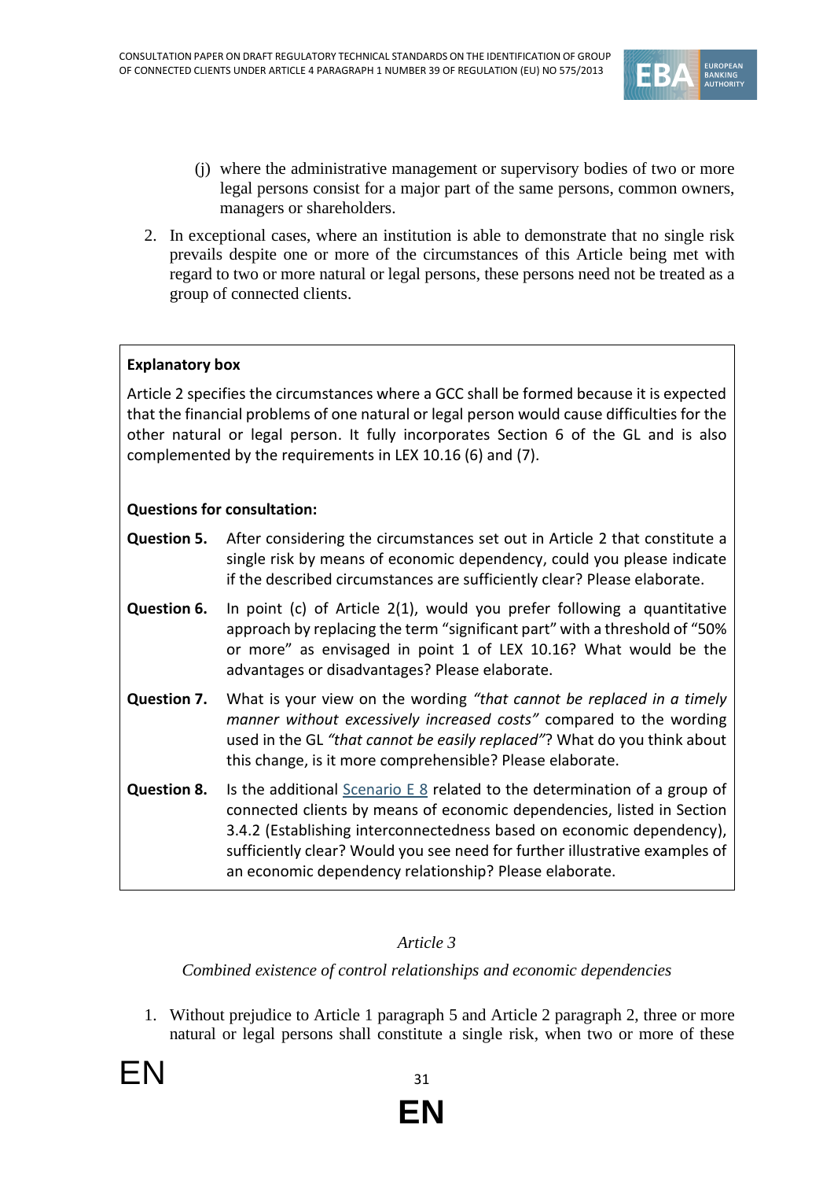(j) where the administrative management or supervisory bodies of two or more legal persons consist for a major part of the same persons, common owners, managers or shareholders.

2. In exceptional cases, where an institution is able to demonstrate that no single risk prevails despite one or more of the circumstances of this Article being met with regard to two or more natural or legal persons, these persons need not be treated as a group of connected clients.

**Explanatory box**

Article 2 specifies the circumstances where a GCC shall be formed because it is expected that the financial problems of one natural or legal person would cause difficulties for the other natural or legal person. It fully incorporates Section 6 of the GL and is also complemented by the requirements in LEX 10.16 (6) and (7).

**Questions for consultation:**

**Question 5.** After considering the circumstances set out in Article 2 that constitute a single risk by means of economic dependency, could you please indicate if the described circumstances are sufficiently clear? Please elaborate.

**Question 6.** In point (c) of Article 2(1), would you prefer following a quantitative approach by replacing the term "significant part" with a threshold of "50% or more" as envisaged in point 1 of LEX 10.16? What would be the advantages or disadvantages? Please elaborate.

**Question 7.** What is your view on the wording *"that cannot be replaced in a timely manner without excessively increased costs"* compared to the wording used in the GL *"that cannot be easily replaced"*? What do you think about this change, is it more comprehensible? Please elaborate.

**Question 8.** Is the additional Scenario E 8 related to the determination of a group of connected clients by means of economic dependencies, listed in Section 3.4.2 (Establishing interconnectedness based on economic dependency), sufficiently clear? Would you see need for further illustrative examples of an economic dependency relationship? Please elaborate.

*Article 3*

*Combined existence of control relationships and economic dependencies*

1. Without prejudice to Article 1 paragraph 5 and Article 2 paragraph 2, three or more natural or legal persons shall constitute a single risk, when two or more of these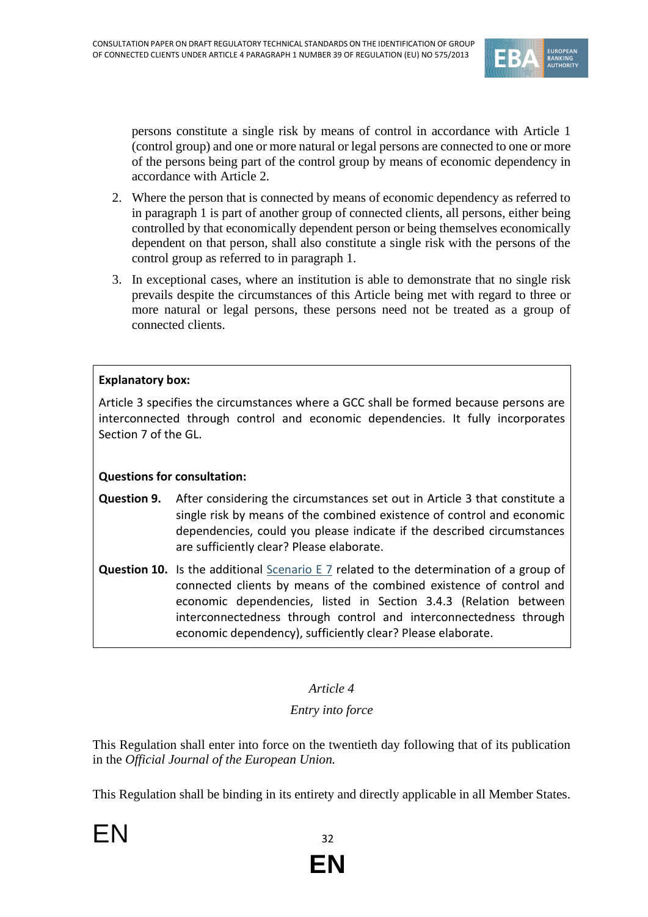persons constitute a single risk by means of control in accordance with Article 1 (control group) and one or more natural or legal persons are connected to one or more of the persons being part of the control group by means of economic dependency in accordance with Article 2.

2. Where the person that is connected by means of economic dependency as referred to in paragraph 1 is part of another group of connected clients, all persons, either being controlled by that economically dependent person or being themselves economically dependent on that person, shall also constitute a single risk with the persons of the control group as referred to in paragraph 1.

3. In exceptional cases, where an institution is able to demonstrate that no single risk prevails despite the circumstances of this Article being met with regard to three or more natural or legal persons, these persons need not be treated as a group of connected clients.

**Explanatory box:**

Article 3 specifies the circumstances where a GCC shall be formed because persons are interconnected through control and economic dependencies. It fully incorporates Section 7 of the GL.

**Questions for consultation:**

**Question 9.** After considering the circumstances set out in Article 3 that constitute a single risk by means of the combined existence of control and economic dependencies, could you please indicate if the described circumstances are sufficiently clear? Please elaborate.

**Question 10.** Is the additional Scenario E 7 related to the determination of a group of connected clients by means of the combined existence of control and economic dependencies, listed in Section 3.4.3 (Relation between interconnectedness through control and interconnectedness through economic dependency), sufficiently clear? Please elaborate.

*Article 4*

*Entry into force*

This Regulation shall enter into force on the twentieth day following that of its publication in the *Official Journal of the European Union.*

This Regulation shall be binding in its entirety and directly applicable in all Member States.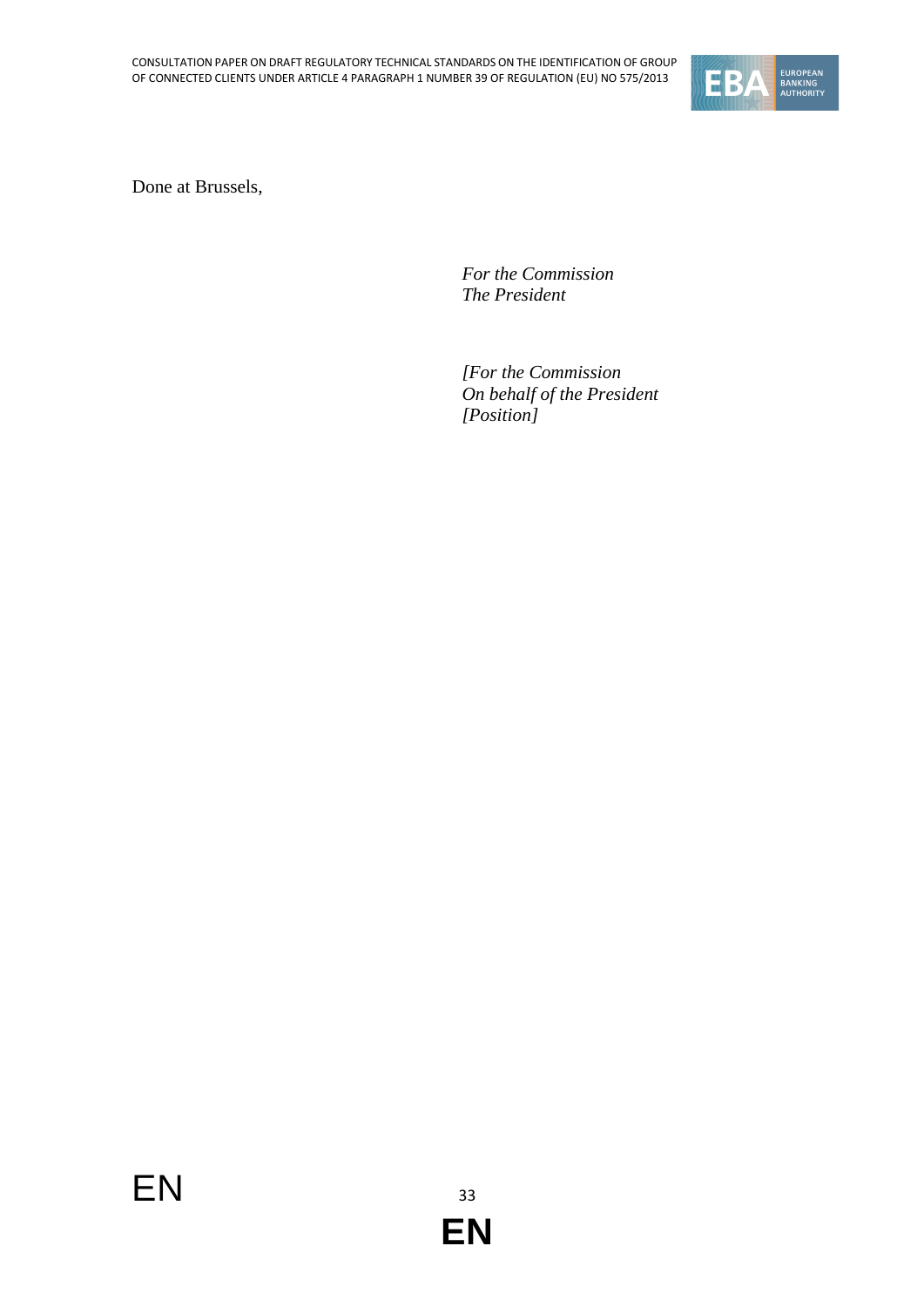Done at Brussels,

*For the Commission*
*The President*

*[For the Commission*
*On behalf of the President*
*[Position]*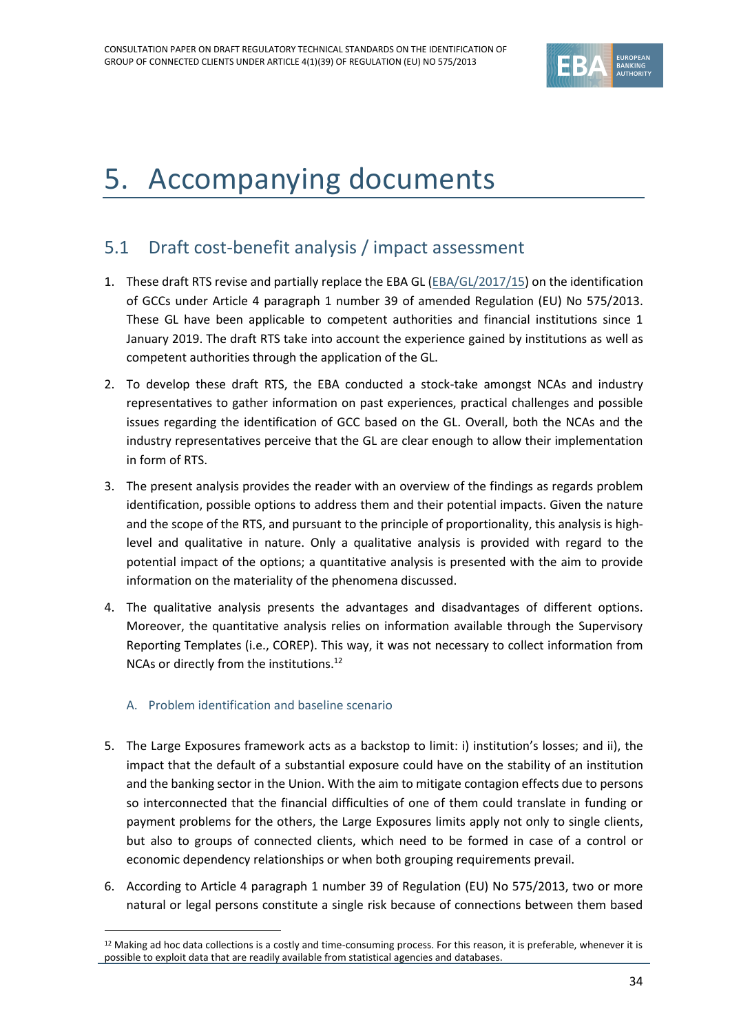# 5. Accompanying documents

## 5.1 Draft cost-benefit analysis / impact assessment

1. These draft RTS revise and partially replace the EBA GL (EBA/GL/2017/15) on the identification of GCCs under Article 4 paragraph 1 number 39 of amended Regulation (EU) No 575/2013. These GL have been applicable to competent authorities and financial institutions since 1 January 2019. The draft RTS take into account the experience gained by institutions as well as competent authorities through the application of the GL.

2. To develop these draft RTS, the EBA conducted a stock-take amongst NCAs and industry representatives to gather information on past experiences, practical challenges and possible issues regarding the identification of GCC based on the GL. Overall, both the NCAs and the industry representatives perceive that the GL are clear enough to allow their implementation in form of RTS.

3. The present analysis provides the reader with an overview of the findings as regards problem identification, possible options to address them and their potential impacts. Given the nature and the scope of the RTS, and pursuant to the principle of proportionality, this analysis is high-level and qualitative in nature. Only a qualitative analysis is provided with regard to the potential impact of the options; a quantitative analysis is presented with the aim to provide information on the materiality of the phenomena discussed.

4. The qualitative analysis presents the advantages and disadvantages of different options. Moreover, the quantitative analysis relies on information available through the Supervisory Reporting Templates (i.e., COREP). This way, it was not necessary to collect information from NCAs or directly from the institutions.[12]

### A. Problem identification and baseline scenario

5. The Large Exposures framework acts as a backstop to limit: i) institution's losses; and ii), the impact that the default of a substantial exposure could have on the stability of an institution and the banking sector in the Union. With the aim to mitigate contagion effects due to persons so interconnected that the financial difficulties of one of them could translate in funding or payment problems for the others, the Large Exposures limits apply not only to single clients, but also to groups of connected clients, which need to be formed in case of a control or economic dependency relationships or when both grouping requirements prevail.

6. According to Article 4 paragraph 1 number 39 of Regulation (EU) No 575/2013, two or more natural or legal persons constitute a single risk because of connections between them based

[12] Making ad hoc data collections is a costly and time-consuming process. For this reason, it is preferable, whenever it is possible to exploit data that are readily available from statistical agencies and databases.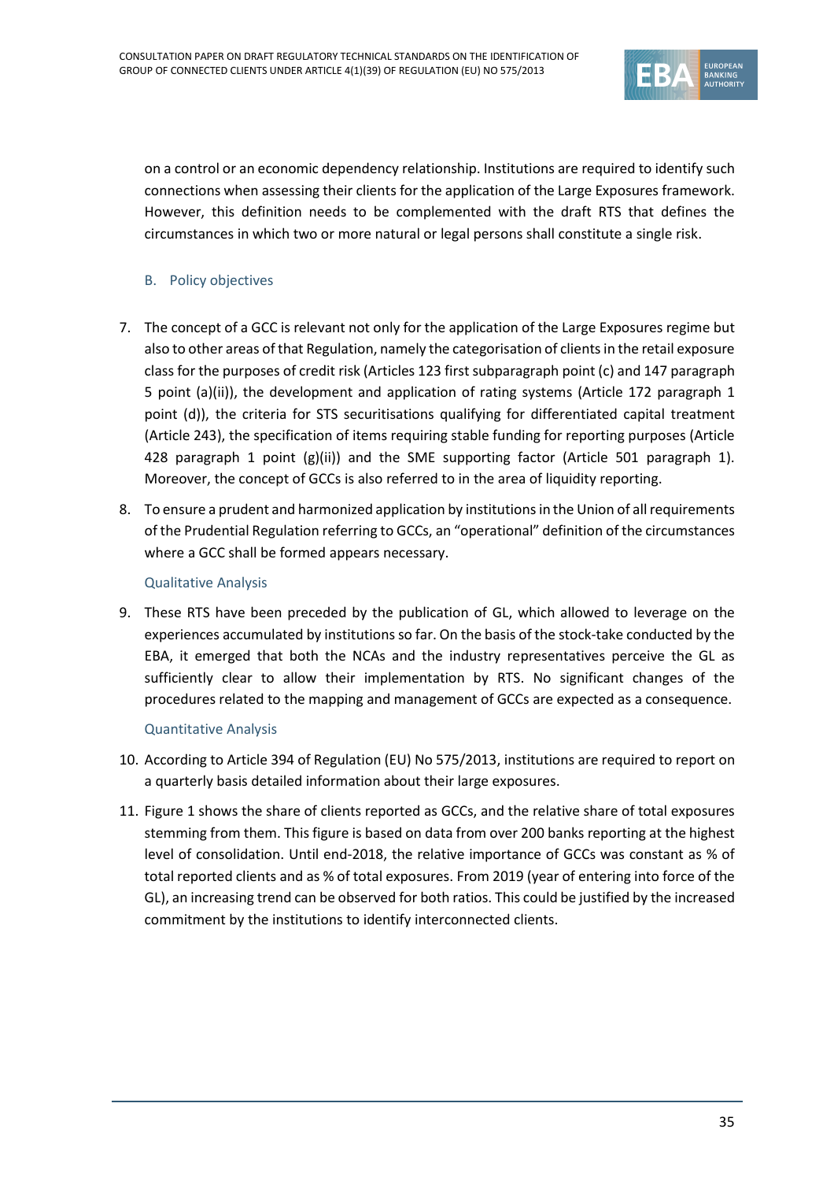on a control or an economic dependency relationship. Institutions are required to identify such connections when assessing their clients for the application of the Large Exposures framework. However, this definition needs to be complemented with the draft RTS that defines the circumstances in which two or more natural or legal persons shall constitute a single risk.

### B. Policy objectives

7. The concept of a GCC is relevant not only for the application of the Large Exposures regime but also to other areas of that Regulation, namely the categorisation of clients in the retail exposure class for the purposes of credit risk (Articles 123 first subparagraph point (c) and 147 paragraph 5 point (a)(ii)), the development and application of rating systems (Article 172 paragraph 1 point (d)), the criteria for STS securitisations qualifying for differentiated capital treatment (Article 243), the specification of items requiring stable funding for reporting purposes (Article 428 paragraph 1 point (g)(ii)) and the SME supporting factor (Article 501 paragraph 1). Moreover, the concept of GCCs is also referred to in the area of liquidity reporting.

8. To ensure a prudent and harmonized application by institutions in the Union of all requirements of the Prudential Regulation referring to GCCs, an "operational" definition of the circumstances where a GCC shall be formed appears necessary.

#### Qualitative Analysis

9. These RTS have been preceded by the publication of GL, which allowed to leverage on the experiences accumulated by institutions so far. On the basis of the stock-take conducted by the EBA, it emerged that both the NCAs and the industry representatives perceive the GL as sufficiently clear to allow their implementation by RTS. No significant changes of the procedures related to the mapping and management of GCCs are expected as a consequence.

#### Quantitative Analysis

10. According to Article 394 of Regulation (EU) No 575/2013, institutions are required to report on a quarterly basis detailed information about their large exposures.

11. Figure 1 shows the share of clients reported as GCCs, and the relative share of total exposures stemming from them. This figure is based on data from over 200 banks reporting at the highest level of consolidation. Until end-2018, the relative importance of GCCs was constant as % of total reported clients and as % of total exposures. From 2019 (year of entering into force of the GL), an increasing trend can be observed for both ratios. This could be justified by the increased commitment by the institutions to identify interconnected clients.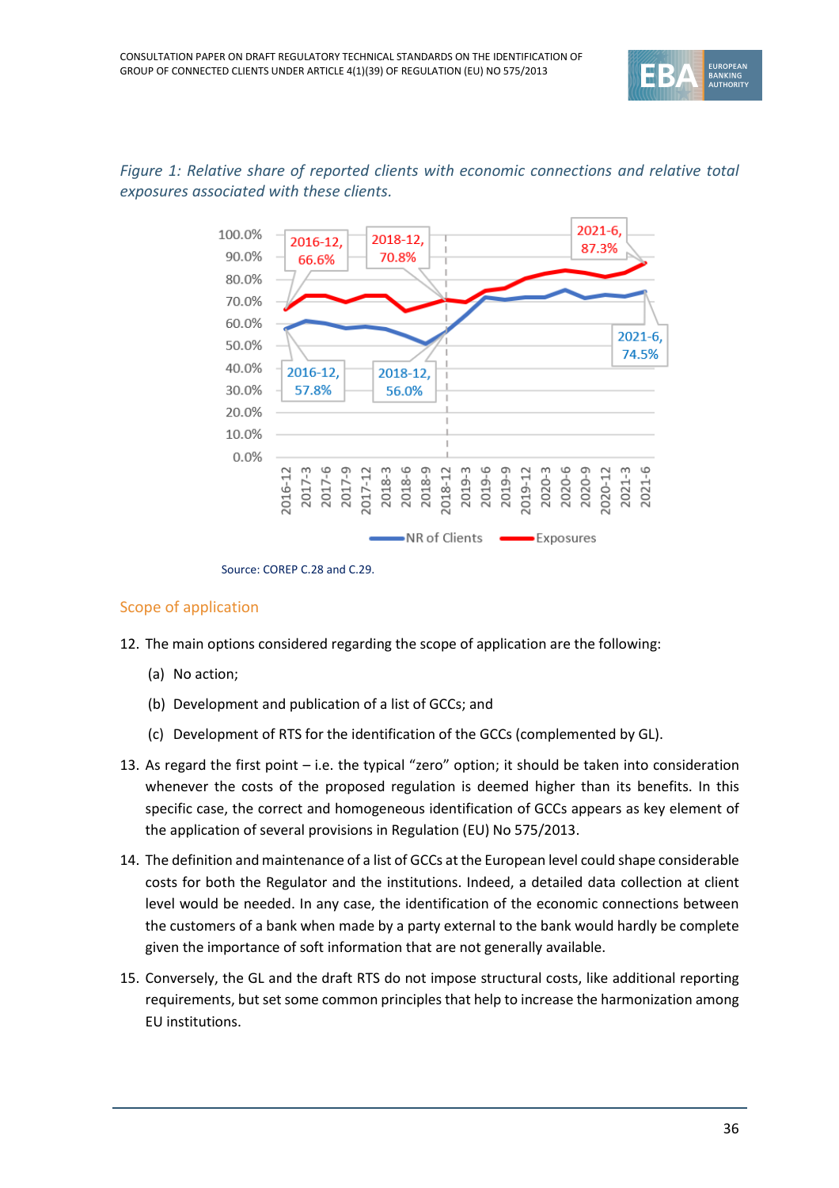*Figure 1: Relative share of reported clients with economic connections and relative total exposures associated with these clients.*

Source: COREP C.28 and C.29.

## Scope of application

12. The main options considered regarding the scope of application are the following:

    (a) No action;

    (b) Development and publication of a list of GCCs; and

    (c) Development of RTS for the identification of the GCCs (complemented by GL).

13. As regard the first point – i.e. the typical "zero" option; it should be taken into consideration whenever the costs of the proposed regulation is deemed higher than its benefits. In this specific case, the correct and homogeneous identification of GCCs appears as key element of the application of several provisions in Regulation (EU) No 575/2013.

14. The definition and maintenance of a list of GCCs at the European level could shape considerable costs for both the Regulator and the institutions. Indeed, a detailed data collection at client level would be needed. In any case, the identification of the economic connections between the customers of a bank when made by a party external to the bank would hardly be complete given the importance of soft information that are not generally available.

15. Conversely, the GL and the draft RTS do not impose structural costs, like additional reporting requirements, but set some common principles that help to increase the harmonization among EU institutions.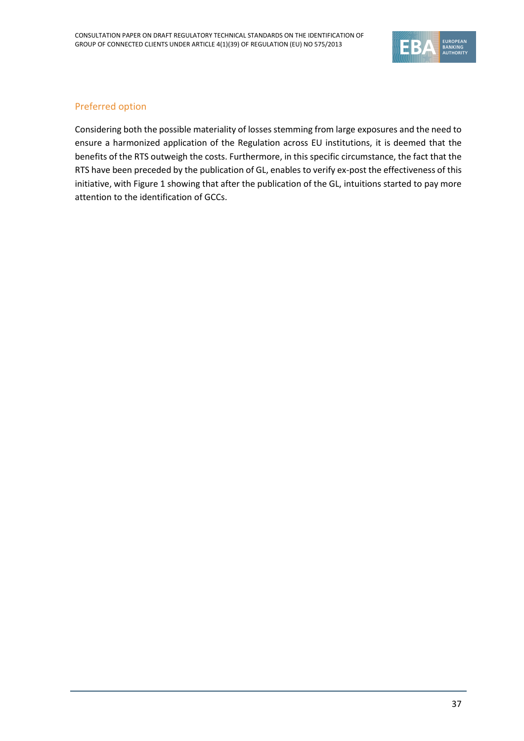### Preferred option

Considering both the possible materiality of losses stemming from large exposures and the need to ensure a harmonized application of the Regulation across EU institutions, it is deemed that the benefits of the RTS outweigh the costs. Furthermore, in this specific circumstance, the fact that the RTS have been preceded by the publication of GL, enables to verify ex-post the effectiveness of this initiative, with Figure 1 showing that after the publication of the GL, intuitions started to pay more attention to the identification of GCCs.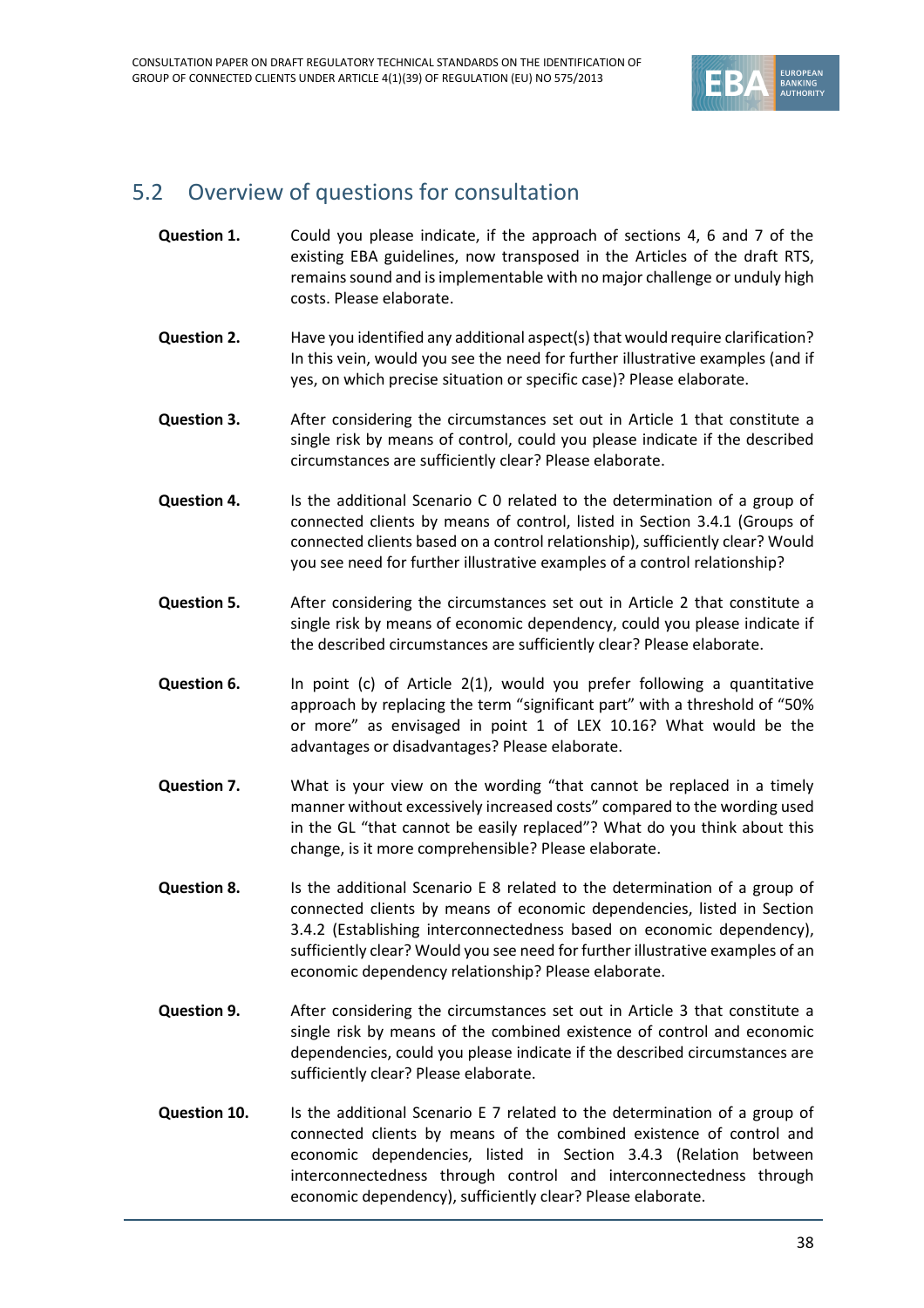## 5.2 Overview of questions for consultation

**Question 1.** Could you please indicate, if the approach of sections 4, 6 and 7 of the existing EBA guidelines, now transposed in the Articles of the draft RTS, remains sound and is implementable with no major challenge or unduly high costs. Please elaborate.

**Question 2.** Have you identified any additional aspect(s) that would require clarification? In this vein, would you see the need for further illustrative examples (and if yes, on which precise situation or specific case)? Please elaborate.

**Question 3.** After considering the circumstances set out in Article 1 that constitute a single risk by means of control, could you please indicate if the described circumstances are sufficiently clear? Please elaborate.

**Question 4.** Is the additional Scenario C 0 related to the determination of a group of connected clients by means of control, listed in Section 3.4.1 (Groups of connected clients based on a control relationship), sufficiently clear? Would you see need for further illustrative examples of a control relationship?

**Question 5.** After considering the circumstances set out in Article 2 that constitute a single risk by means of economic dependency, could you please indicate if the described circumstances are sufficiently clear? Please elaborate.

**Question 6.** In point (c) of Article 2(1), would you prefer following a quantitative approach by replacing the term "significant part" with a threshold of "50% or more" as envisaged in point 1 of LEX 10.16? What would be the advantages or disadvantages? Please elaborate.

**Question 7.** What is your view on the wording "that cannot be replaced in a timely manner without excessively increased costs" compared to the wording used in the GL "that cannot be easily replaced"? What do you think about this change, is it more comprehensible? Please elaborate.

**Question 8.** Is the additional Scenario E 8 related to the determination of a group of connected clients by means of economic dependencies, listed in Section 3.4.2 (Establishing interconnectedness based on economic dependency), sufficiently clear? Would you see need for further illustrative examples of an economic dependency relationship? Please elaborate.

**Question 9.** After considering the circumstances set out in Article 3 that constitute a single risk by means of the combined existence of control and economic dependencies, could you please indicate if the described circumstances are sufficiently clear? Please elaborate.

**Question 10.** Is the additional Scenario E 7 related to the determination of a group of connected clients by means of the combined existence of control and economic dependencies, listed in Section 3.4.3 (Relation between interconnectedness through control and interconnectedness through economic dependency), sufficiently clear? Please elaborate.